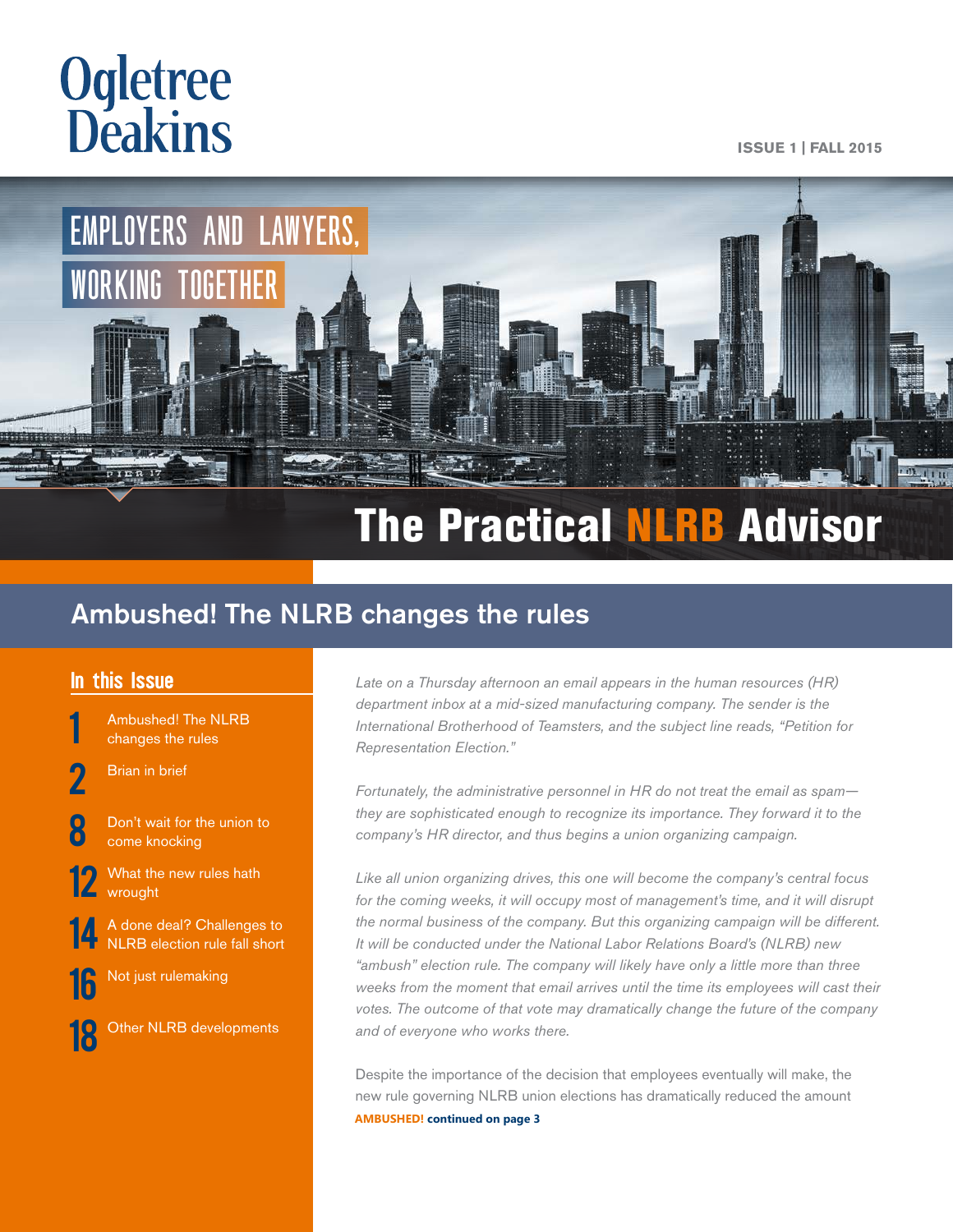Ogletree Deakins

ISSUE 1 | FALL 2015

EMPLOYERS AND LAWYERS, WORKING TOGETHER

# The Practical NLRB Advisor

## Ambushed! The NLRB changes the rules

### In this Issue

- **1** Ambushed! The NLRB changes the rules
- **2** Brian in brief
- **8** Don't wait for the union to come knocking
- **12** What the new rules hath wrought
- **14** A done deal? Challenges to NLRB election rule fall short
- **16** Not just rulemaking
- **18** Other NLRB developments

*Late on a Thursday afternoon an email appears in the human resources (HR) department inbox at a mid-sized manufacturing company. The sender is the International Brotherhood of Teamsters, and the subject line reads, "Petition for Representation Election."*

*Fortunately, the administrative personnel in HR do not treat the email as spam—they are sophisticated enough to recognize its importance. They forward it to the company's HR director, and thus begins a union organizing campaign.*

*Like all union organizing drives, this one will become the company's central focus for the coming weeks, it will occupy most of management's time, and it will disrupt the normal business of the company. But this organizing campaign will be different. It will be conducted under the National Labor Relations Board's (NLRB) new "ambush" election rule. The company will likely have only a little more than three weeks from the moment that email arrives until the time its employees will cast their votes. The outcome of that vote may dramatically change the future of the company and of everyone who works there.*

Despite the importance of the decision that employees eventually will make, the new rule governing NLRB union elections has dramatically reduced the amount

**AMBUSHED! continued on page 3**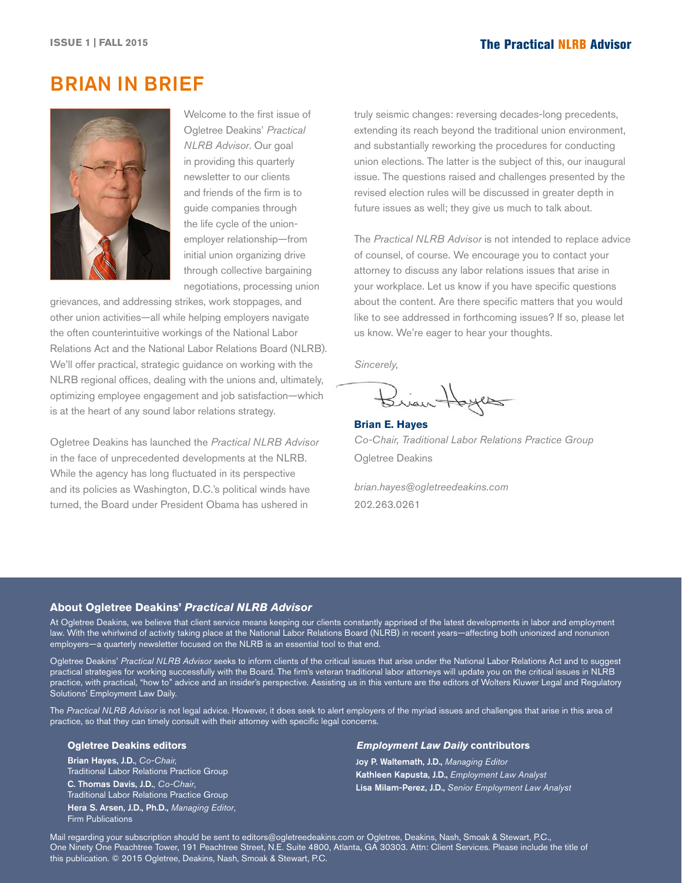# BRIAN IN BRIEF

Welcome to the first issue of Ogletree Deakins' *Practical NLRB Advisor*. Our goal in providing this quarterly newsletter to our clients and friends of the firm is to guide companies through the life cycle of the union-employer relationship—from initial union organizing drive through collective bargaining negotiations, processing union grievances, and addressing strikes, work stoppages, and other union activities—all while helping employers navigate the often counterintuitive workings of the National Labor Relations Act and the National Labor Relations Board (NLRB). We'll offer practical, strategic guidance on working with the NLRB regional offices, dealing with the unions and, ultimately, optimizing employee engagement and job satisfaction—which is at the heart of any sound labor relations strategy.

Ogletree Deakins has launched the *Practical NLRB Advisor* in the face of unprecedented developments at the NLRB. While the agency has long fluctuated in its perspective and its policies as Washington, D.C.'s political winds have turned, the Board under President Obama has ushered in truly seismic changes: reversing decades-long precedents, extending its reach beyond the traditional union environment, and substantially reworking the procedures for conducting union elections. The latter is the subject of this, our inaugural issue. The questions raised and challenges presented by the revised election rules will be discussed in greater depth in future issues as well; they give us much to talk about.

The *Practical NLRB Advisor* is not intended to replace advice of counsel, of course. We encourage you to contact your attorney to discuss any labor relations issues that arise in your workplace. Let us know if you have specific questions about the content. Are there specific matters that you would like to see addressed in forthcoming issues? If so, please let us know. We're eager to hear your thoughts.

*Sincerely,*

**Brian E. Hayes**
*Co-Chair, Traditional Labor Relations Practice Group*
Ogletree Deakins

*brian.hayes@ogletreedeakins.com*
202.263.0261

### About Ogletree Deakins' *Practical NLRB Advisor*

At Ogletree Deakins, we believe that client service means keeping our clients constantly apprised of the latest developments in labor and employment law. With the whirlwind of activity taking place at the National Labor Relations Board (NLRB) in recent years—affecting both unionized and nonunion employers—a quarterly newsletter focused on the NLRB is an essential tool to that end.

Ogletree Deakins' *Practical NLRB Advisor* seeks to inform clients of the critical issues that arise under the National Labor Relations Act and to suggest practical strategies for working successfully with the Board. The firm's veteran traditional labor attorneys will update you on the critical issues in NLRB practice, with practical, "how to" advice and an insider's perspective. Assisting us in this venture are the editors of Wolters Kluwer Legal and Regulatory Solutions' Employment Law Daily.

The *Practical NLRB Advisor* is not legal advice. However, it does seek to alert employers of the myriad issues and challenges that arise in this area of practice, so that they can timely consult with their attorney with specific legal concerns.

**Ogletree Deakins editors**

**Brian Hayes, J.D.**, *Co-Chair*, Traditional Labor Relations Practice Group
**C. Thomas Davis, J.D.**, *Co-Chair*, Traditional Labor Relations Practice Group
**Hera S. Arsen, J.D., Ph.D.**, *Managing Editor*, Firm Publications

***Employment Law Daily* contributors**

**Joy P. Waltemath, J.D.**, *Managing Editor*
**Kathleen Kapusta, J.D.**, *Employment Law Analyst*
**Lisa Milam-Perez, J.D.**, *Senior Employment Law Analyst*

Mail regarding your subscription should be sent to editors@ogletreedeakins.com or Ogletree, Deakins, Nash, Smoak & Stewart, P.C., One Ninety One Peachtree Tower, 191 Peachtree Street, N.E. Suite 4800, Atlanta, GA 30303. Attn: Client Services. Please include the title of this publication. © 2015 Ogletree, Deakins, Nash, Smoak & Stewart, P.C.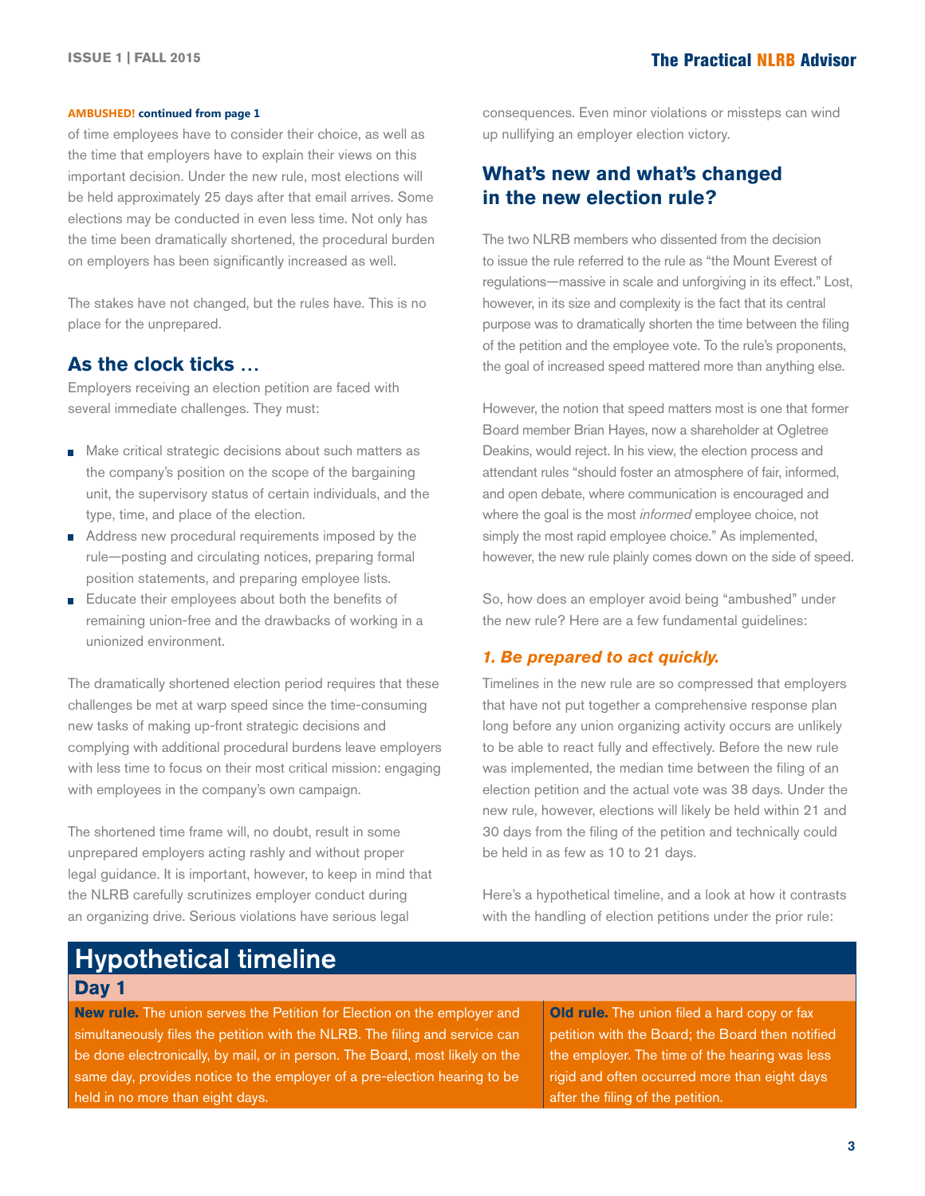**AMBUSHED! continued from page 1**

of time employees have to consider their choice, as well as the time that employers have to explain their views on this important decision. Under the new rule, most elections will be held approximately 25 days after that email arrives. Some elections may be conducted in even less time. Not only has the time been dramatically shortened, the procedural burden on employers has been significantly increased as well.

The stakes have not changed, but the rules have. This is no place for the unprepared.

## As the clock ticks …

Employers receiving an election petition are faced with several immediate challenges. They must:

- Make critical strategic decisions about such matters as the company's position on the scope of the bargaining unit, the supervisory status of certain individuals, and the type, time, and place of the election.
- Address new procedural requirements imposed by the rule—posting and circulating notices, preparing formal position statements, and preparing employee lists.
- Educate their employees about both the benefits of remaining union-free and the drawbacks of working in a unionized environment.

The dramatically shortened election period requires that these challenges be met at warp speed since the time-consuming new tasks of making up-front strategic decisions and complying with additional procedural burdens leave employers with less time to focus on their most critical mission: engaging with employees in the company's own campaign.

The shortened time frame will, no doubt, result in some unprepared employers acting rashly and without proper legal guidance. It is important, however, to keep in mind that the NLRB carefully scrutinizes employer conduct during an organizing drive. Serious violations have serious legal consequences. Even minor violations or missteps can wind up nullifying an employer election victory.

## What's new and what's changed in the new election rule?

The two NLRB members who dissented from the decision to issue the rule referred to the rule as "the Mount Everest of regulations—massive in scale and unforgiving in its effect." Lost, however, in its size and complexity is the fact that its central purpose was to dramatically shorten the time between the filing of the petition and the employee vote. To the rule's proponents, the goal of increased speed mattered more than anything else.

However, the notion that speed matters most is one that former Board member Brian Hayes, now a shareholder at Ogletree Deakins, would reject. In his view, the election process and attendant rules "should foster an atmosphere of fair, informed, and open debate, where communication is encouraged and where the goal is the most *informed* employee choice, not simply the most rapid employee choice." As implemented, however, the new rule plainly comes down on the side of speed.

So, how does an employer avoid being "ambushed" under the new rule? Here are a few fundamental guidelines:

### *1. Be prepared to act quickly.*

Timelines in the new rule are so compressed that employers that have not put together a comprehensive response plan long before any union organizing activity occurs are unlikely to be able to react fully and effectively. Before the new rule was implemented, the median time between the filing of an election petition and the actual vote was 38 days. Under the new rule, however, elections will likely be held within 21 and 30 days from the filing of the petition and technically could be held in as few as 10 to 21 days.

Here's a hypothetical timeline, and a look at how it contrasts with the handling of election petitions under the prior rule:

## Hypothetical timeline

### Day 1

**New rule.** The union serves the Petition for Election on the employer and simultaneously files the petition with the NLRB. The filing and service can be done electronically, by mail, or in person. The Board, most likely on the same day, provides notice to the employer of a pre-election hearing to be held in no more than eight days.

**Old rule.** The union filed a hard copy or fax petition with the Board; the Board then notified the employer. The time of the hearing was less rigid and often occurred more than eight days after the filing of the petition.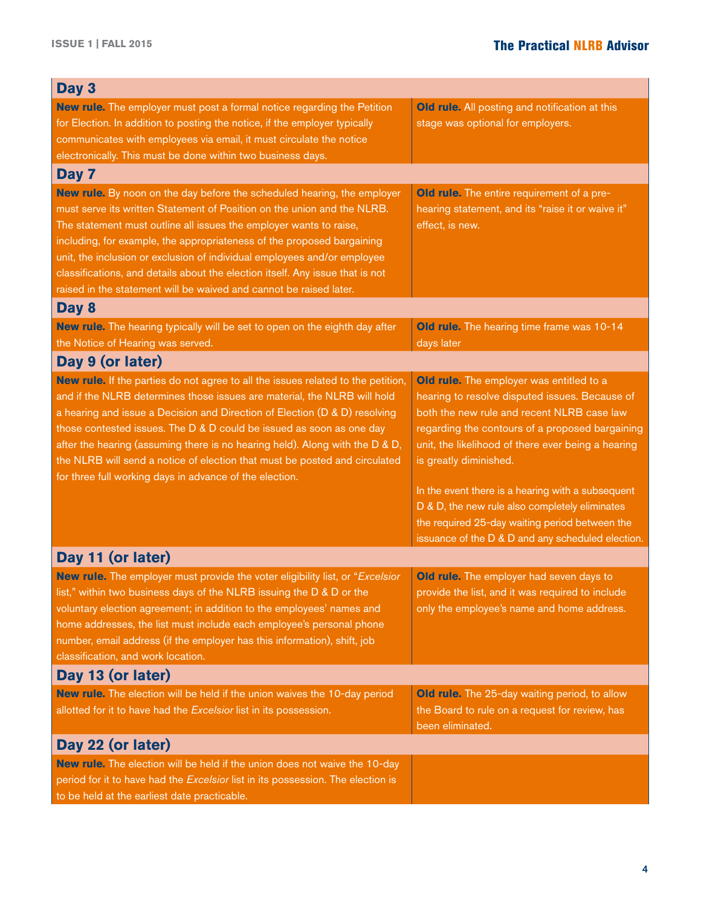| | |
|---|---|
| **Day 3** | |
| **New rule.** The employer must post a formal notice regarding the Petition for Election. In addition to posting the notice, if the employer typically communicates with employees via email, it must circulate the notice electronically. This must be done within two business days. | **Old rule.** All posting and notification at this stage was optional for employers. |
| **Day 7** | |
| **New rule.** By noon on the day before the scheduled hearing, the employer must serve its written Statement of Position on the union and the NLRB. The statement must outline all issues the employer wants to raise, including, for example, the appropriateness of the proposed bargaining unit, the inclusion or exclusion of individual employees and/or employee classifications, and details about the election itself. Any issue that is not raised in the statement will be waived and cannot be raised later. | **Old rule.** The entire requirement of a pre-hearing statement, and its "raise it or waive it" effect, is new. |
| **Day 8** | |
| **New rule.** The hearing typically will be set to open on the eighth day after the Notice of Hearing was served. | **Old rule.** The hearing time frame was 10-14 days later |
| **Day 9 (or later)** | |
| **New rule.** If the parties do not agree to all the issues related to the petition, and if the NLRB determines those issues are material, the NLRB will hold a hearing and issue a Decision and Direction of Election (D & D) resolving those contested issues. The D & D could be issued as soon as one day after the hearing (assuming there is no hearing held). Along with the D & D, the NLRB will send a notice of election that must be posted and circulated for three full working days in advance of the election. | **Old rule.** The employer was entitled to a hearing to resolve disputed issues. Because of both the new rule and recent NLRB case law regarding the contours of a proposed bargaining unit, the likelihood of there ever being a hearing is greatly diminished.<br><br>In the event there is a hearing with a subsequent D & D, the new rule also completely eliminates the required 25-day waiting period between the issuance of the D & D and any scheduled election. |
| **Day 11 (or later)** | |
| **New rule.** The employer must provide the voter eligibility list, or "*Excelsior* list," within two business days of the NLRB issuing the D & D or the voluntary election agreement; in addition to the employees' names and home addresses, the list must include each employee's personal phone number, email address (if the employer has this information), shift, job classification, and work location. | **Old rule.** The employer had seven days to provide the list, and it was required to include only the employee's name and home address. |
| **Day 13 (or later)** | |
| **New rule.** The election will be held if the union waives the 10-day period allotted for it to have had the *Excelsior* list in its possession. | **Old rule.** The 25-day waiting period, to allow the Board to rule on a request for review, has been eliminated. |
| **Day 22 (or later)** | |
| **New rule.** The election will be held if the union does not waive the 10-day period for it to have had the *Excelsior* list in its possession. The election is to be held at the earliest date practicable. | |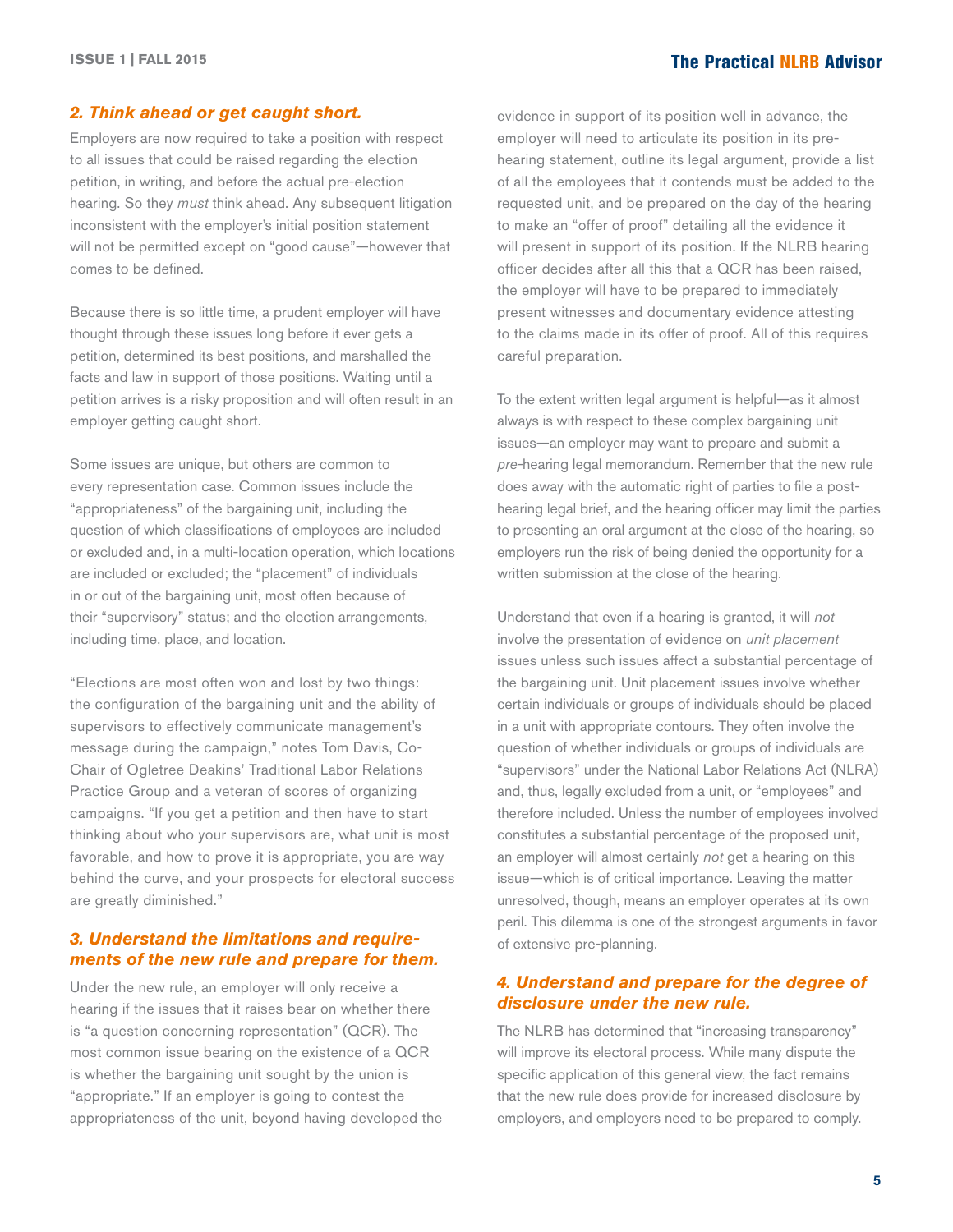### *2. Think ahead or get caught short.*

Employers are now required to take a position with respect to all issues that could be raised regarding the election petition, in writing, and before the actual pre-election hearing. So they *must* think ahead. Any subsequent litigation inconsistent with the employer's initial position statement will not be permitted except on "good cause"—however that comes to be defined.

Because there is so little time, a prudent employer will have thought through these issues long before it ever gets a petition, determined its best positions, and marshalled the facts and law in support of those positions. Waiting until a petition arrives is a risky proposition and will often result in an employer getting caught short.

Some issues are unique, but others are common to every representation case. Common issues include the "appropriateness" of the bargaining unit, including the question of which classifications of employees are included or excluded and, in a multi-location operation, which locations are included or excluded; the "placement" of individuals in or out of the bargaining unit, most often because of their "supervisory" status; and the election arrangements, including time, place, and location.

"Elections are most often won and lost by two things: the configuration of the bargaining unit and the ability of supervisors to effectively communicate management's message during the campaign," notes Tom Davis, Co-Chair of Ogletree Deakins' Traditional Labor Relations Practice Group and a veteran of scores of organizing campaigns. "If you get a petition and then have to start thinking about who your supervisors are, what unit is most favorable, and how to prove it is appropriate, you are way behind the curve, and your prospects for electoral success are greatly diminished."

### *3. Understand the limitations and requirements of the new rule and prepare for them.*

Under the new rule, an employer will only receive a hearing if the issues that it raises bear on whether there is "a question concerning representation" (QCR). The most common issue bearing on the existence of a QCR is whether the bargaining unit sought by the union is "appropriate." If an employer is going to contest the appropriateness of the unit, beyond having developed the evidence in support of its position well in advance, the employer will need to articulate its position in its pre-hearing statement, outline its legal argument, provide a list of all the employees that it contends must be added to the requested unit, and be prepared on the day of the hearing to make an "offer of proof" detailing all the evidence it will present in support of its position. If the NLRB hearing officer decides after all this that a QCR has been raised, the employer will have to be prepared to immediately present witnesses and documentary evidence attesting to the claims made in its offer of proof. All of this requires careful preparation.

To the extent written legal argument is helpful—as it almost always is with respect to these complex bargaining unit issues—an employer may want to prepare and submit a *pre*-hearing legal memorandum. Remember that the new rule does away with the automatic right of parties to file a post-hearing legal brief, and the hearing officer may limit the parties to presenting an oral argument at the close of the hearing, so employers run the risk of being denied the opportunity for a written submission at the close of the hearing.

Understand that even if a hearing is granted, it will *not* involve the presentation of evidence on *unit placement* issues unless such issues affect a substantial percentage of the bargaining unit. Unit placement issues involve whether certain individuals or groups of individuals should be placed in a unit with appropriate contours. They often involve the question of whether individuals or groups of individuals are "supervisors" under the National Labor Relations Act (NLRA) and, thus, legally excluded from a unit, or "employees" and therefore included. Unless the number of employees involved constitutes a substantial percentage of the proposed unit, an employer will almost certainly *not* get a hearing on this issue—which is of critical importance. Leaving the matter unresolved, though, means an employer operates at its own peril. This dilemma is one of the strongest arguments in favor of extensive pre-planning.

### *4. Understand and prepare for the degree of disclosure under the new rule.*

The NLRB has determined that "increasing transparency" will improve its electoral process. While many dispute the specific application of this general view, the fact remains that the new rule does provide for increased disclosure by employers, and employers need to be prepared to comply.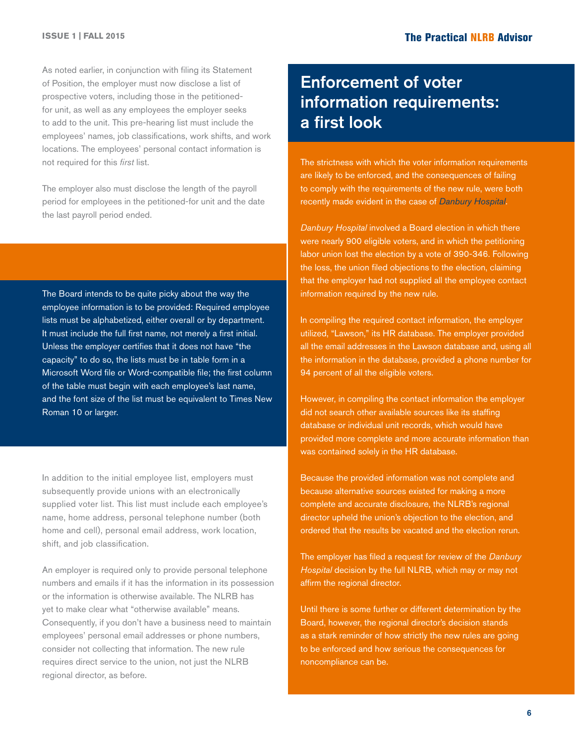As noted earlier, in conjunction with filing its Statement of Position, the employer must now disclose a list of prospective voters, including those in the petitioned-for unit, as well as any employees the employer seeks to add to the unit. This pre-hearing list must include the employees' names, job classifications, work shifts, and work locations. The employees' personal contact information is not required for this *first* list.

The employer also must disclose the length of the payroll period for employees in the petitioned-for unit and the date the last payroll period ended.

The Board intends to be quite picky about the way the employee information is to be provided: Required employee lists must be alphabetized, either overall or by department. It must include the full first name, not merely a first initial. Unless the employer certifies that it does not have "the capacity" to do so, the lists must be in table form in a Microsoft Word file or Word-compatible file; the first column of the table must begin with each employee's last name, and the font size of the list must be equivalent to Times New Roman 10 or larger.

In addition to the initial employee list, employers must subsequently provide unions with an electronically supplied voter list. This list must include each employee's name, home address, personal telephone number (both home and cell), personal email address, work location, shift, and job classification.

An employer is required only to provide personal telephone numbers and emails if it has the information in its possession or the information is otherwise available. The NLRB has yet to make clear what "otherwise available" means. Consequently, if you don't have a business need to maintain employees' personal email addresses or phone numbers, consider not collecting that information. The new rule requires direct service to the union, not just the NLRB regional director, as before.

## Enforcement of voter information requirements: a first look

The strictness with which the voter information requirements are likely to be enforced, and the consequences of failing to comply with the requirements of the new rule, were both recently made evident in the case of *Danbury Hospital*.

*Danbury Hospital* involved a Board election in which there were nearly 900 eligible voters, and in which the petitioning labor union lost the election by a vote of 390-346. Following the loss, the union filed objections to the election, claiming that the employer had not supplied all the employee contact information required by the new rule.

In compiling the required contact information, the employer utilized, "Lawson," its HR database. The employer provided all the email addresses in the Lawson database and, using all the information in the database, provided a phone number for 94 percent of all the eligible voters.

However, in compiling the contact information the employer did not search other available sources like its staffing database or individual unit records, which would have provided more complete and more accurate information than was contained solely in the HR database.

Because the provided information was not complete and because alternative sources existed for making a more complete and accurate disclosure, the NLRB's regional director upheld the union's objection to the election, and ordered that the results be vacated and the election rerun.

The employer has filed a request for review of the *Danbury Hospital* decision by the full NLRB, which may or may not affirm the regional director.

Until there is some further or different determination by the Board, however, the regional director's decision stands as a stark reminder of how strictly the new rules are going to be enforced and how serious the consequences for noncompliance can be.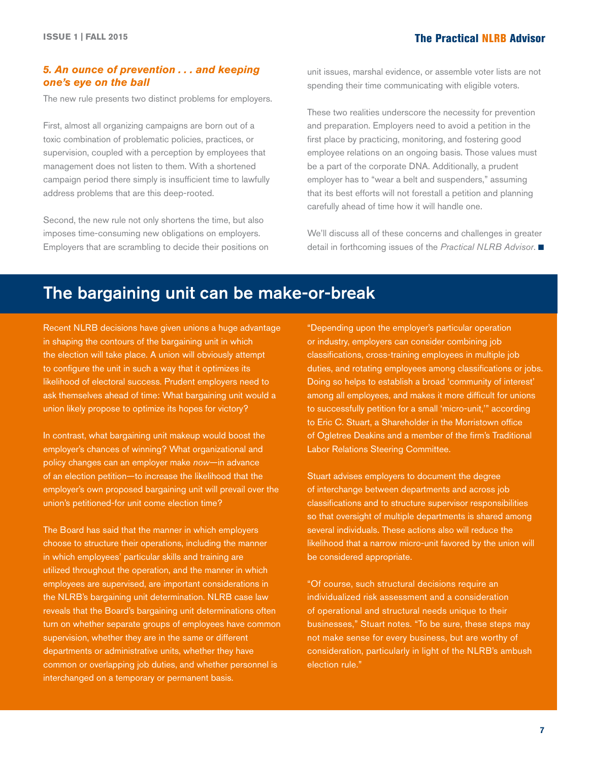### *5. An ounce of prevention . . . and keeping one's eye on the ball*

The new rule presents two distinct problems for employers.

First, almost all organizing campaigns are born out of a toxic combination of problematic policies, practices, or supervision, coupled with a perception by employees that management does not listen to them. With a shortened campaign period there simply is insufficient time to lawfully address problems that are this deep-rooted.

Second, the new rule not only shortens the time, but also imposes time-consuming new obligations on employers. Employers that are scrambling to decide their positions on unit issues, marshal evidence, or assemble voter lists are not spending their time communicating with eligible voters.

These two realities underscore the necessity for prevention and preparation. Employers need to avoid a petition in the first place by practicing, monitoring, and fostering good employee relations on an ongoing basis. Those values must be a part of the corporate DNA. Additionally, a prudent employer has to "wear a belt and suspenders," assuming that its best efforts will not forestall a petition and planning carefully ahead of time how it will handle one.

We'll discuss all of these concerns and challenges in greater detail in forthcoming issues of the *Practical NLRB Advisor*. ■

## The bargaining unit can be make-or-break

Recent NLRB decisions have given unions a huge advantage in shaping the contours of the bargaining unit in which the election will take place. A union will obviously attempt to configure the unit in such a way that it optimizes its likelihood of electoral success. Prudent employers need to ask themselves ahead of time: What bargaining unit would a union likely propose to optimize its hopes for victory?

In contrast, what bargaining unit makeup would boost the employer's chances of winning? What organizational and policy changes can an employer make *now*—in advance of an election petition—to increase the likelihood that the employer's own proposed bargaining unit will prevail over the union's petitioned-for unit come election time?

The Board has said that the manner in which employers choose to structure their operations, including the manner in which employees' particular skills and training are utilized throughout the operation, and the manner in which employees are supervised, are important considerations in the NLRB's bargaining unit determination. NLRB case law reveals that the Board's bargaining unit determinations often turn on whether separate groups of employees have common supervision, whether they are in the same or different departments or administrative units, whether they have common or overlapping job duties, and whether personnel is interchanged on a temporary or permanent basis.

"Depending upon the employer's particular operation or industry, employers can consider combining job classifications, cross-training employees in multiple job duties, and rotating employees among classifications or jobs. Doing so helps to establish a broad 'community of interest' among all employees, and makes it more difficult for unions to successfully petition for a small 'micro-unit,'" according to Eric C. Stuart, a Shareholder in the Morristown office of Ogletree Deakins and a member of the firm's Traditional Labor Relations Steering Committee.

Stuart advises employers to document the degree of interchange between departments and across job classifications and to structure supervisor responsibilities so that oversight of multiple departments is shared among several individuals. These actions also will reduce the likelihood that a narrow micro-unit favored by the union will be considered appropriate.

"Of course, such structural decisions require an individualized risk assessment and a consideration of operational and structural needs unique to their businesses," Stuart notes. "To be sure, these steps may not make sense for every business, but are worthy of consideration, particularly in light of the NLRB's ambush election rule."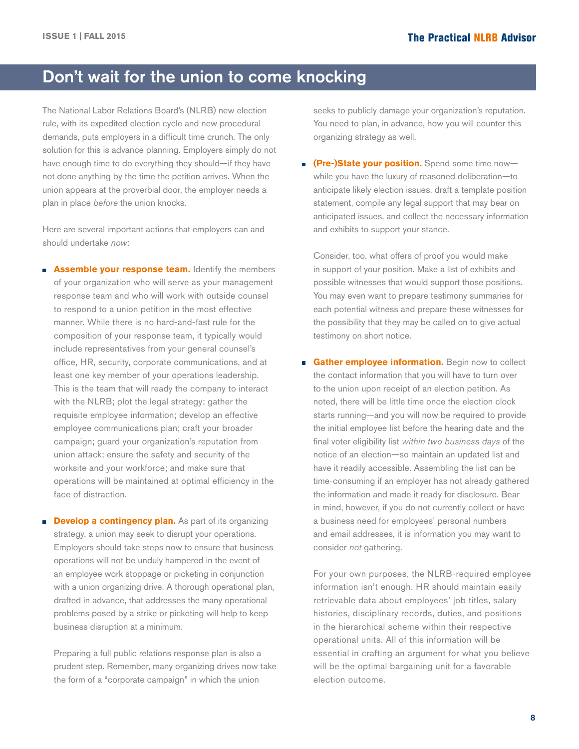# Don't wait for the union to come knocking

The National Labor Relations Board's (NLRB) new election rule, with its expedited election cycle and new procedural demands, puts employers in a difficult time crunch. The only solution for this is advance planning. Employers simply do not have enough time to do everything they should—if they have not done anything by the time the petition arrives. When the union appears at the proverbial door, the employer needs a plan in place *before* the union knocks.

Here are several important actions that employers can and should undertake *now*:

- **Assemble your response team.** Identify the members of your organization who will serve as your management response team and who will work with outside counsel to respond to a union petition in the most effective manner. While there is no hard-and-fast rule for the composition of your response team, it typically would include representatives from your general counsel's office, HR, security, corporate communications, and at least one key member of your operations leadership. This is the team that will ready the company to interact with the NLRB; plot the legal strategy; gather the requisite employee information; develop an effective employee communications plan; craft your broader campaign; guard your organization's reputation from union attack; ensure the safety and security of the worksite and your workforce; and make sure that operations will be maintained at optimal efficiency in the face of distraction.

- **Develop a contingency plan.** As part of its organizing strategy, a union may seek to disrupt your operations. Employers should take steps now to ensure that business operations will not be unduly hampered in the event of an employee work stoppage or picketing in conjunction with a union organizing drive. A thorough operational plan, drafted in advance, that addresses the many operational problems posed by a strike or picketing will help to keep business disruption at a minimum.

  Preparing a full public relations response plan is also a prudent step. Remember, many organizing drives now take the form of a "corporate campaign" in which the union seeks to publicly damage your organization's reputation. You need to plan, in advance, how you will counter this organizing strategy as well.

- **(Pre-)State your position.** Spend some time now—while you have the luxury of reasoned deliberation—to anticipate likely election issues, draft a template position statement, compile any legal support that may bear on anticipated issues, and collect the necessary information and exhibits to support your stance.

  Consider, too, what offers of proof you would make in support of your position. Make a list of exhibits and possible witnesses that would support those positions. You may even want to prepare testimony summaries for each potential witness and prepare these witnesses for the possibility that they may be called on to give actual testimony on short notice.

- **Gather employee information.** Begin now to collect the contact information that you will have to turn over to the union upon receipt of an election petition. As noted, there will be little time once the election clock starts running—and you will now be required to provide the initial employee list before the hearing date and the final voter eligibility list *within two business days* of the notice of an election—so maintain an updated list and have it readily accessible. Assembling the list can be time-consuming if an employer has not already gathered the information and made it ready for disclosure. Bear in mind, however, if you do not currently collect or have a business need for employees' personal numbers and email addresses, it is information you may want to consider *not* gathering.

  For your own purposes, the NLRB-required employee information isn't enough. HR should maintain easily retrievable data about employees' job titles, salary histories, disciplinary records, duties, and positions in the hierarchical scheme within their respective operational units. All of this information will be essential in crafting an argument for what you believe will be the optimal bargaining unit for a favorable election outcome.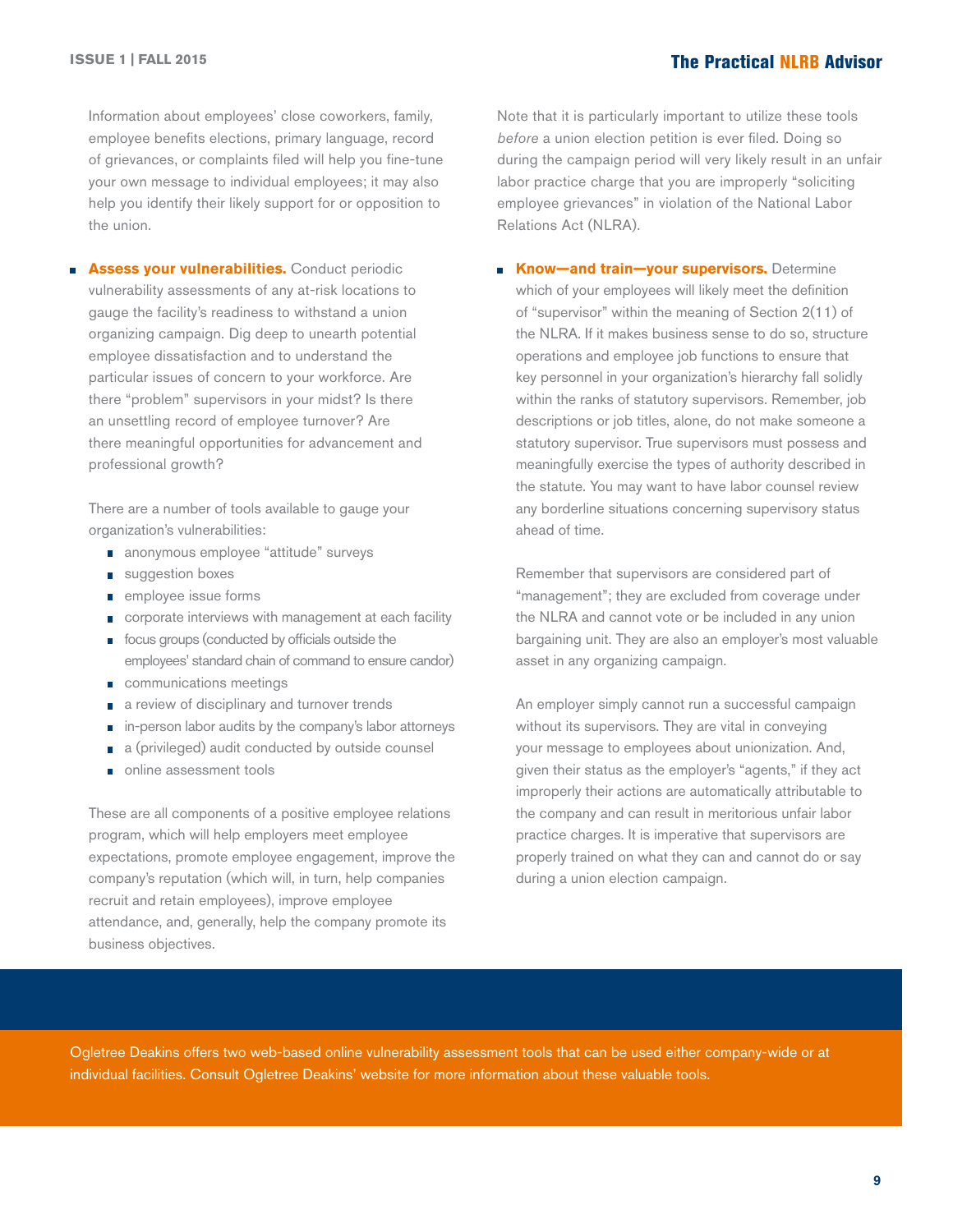Information about employees' close coworkers, family, employee benefits elections, primary language, record of grievances, or complaints filed will help you fine-tune your own message to individual employees; it may also help you identify their likely support for or opposition to the union.

- **Assess your vulnerabilities.** Conduct periodic vulnerability assessments of any at-risk locations to gauge the facility's readiness to withstand a union organizing campaign. Dig deep to unearth potential employee dissatisfaction and to understand the particular issues of concern to your workforce. Are there "problem" supervisors in your midst? Is there an unsettling record of employee turnover? Are there meaningful opportunities for advancement and professional growth?

  There are a number of tools available to gauge your organization's vulnerabilities:
  - anonymous employee "attitude" surveys
  - suggestion boxes
  - employee issue forms
  - corporate interviews with management at each facility
  - focus groups (conducted by officials outside the employees' standard chain of command to ensure candor)
  - communications meetings
  - a review of disciplinary and turnover trends
  - in-person labor audits by the company's labor attorneys
  - a (privileged) audit conducted by outside counsel
  - online assessment tools

  These are all components of a positive employee relations program, which will help employers meet employee expectations, promote employee engagement, improve the company's reputation (which will, in turn, help companies recruit and retain employees), improve employee attendance, and, generally, help the company promote its business objectives.

  Note that it is particularly important to utilize these tools *before* a union election petition is ever filed. Doing so during the campaign period will very likely result in an unfair labor practice charge that you are improperly "soliciting employee grievances" in violation of the National Labor Relations Act (NLRA).

- **Know—and train—your supervisors.** Determine which of your employees will likely meet the definition of "supervisor" within the meaning of Section 2(11) of the NLRA. If it makes business sense to do so, structure operations and employee job functions to ensure that key personnel in your organization's hierarchy fall solidly within the ranks of statutory supervisors. Remember, job descriptions or job titles, alone, do not make someone a statutory supervisor. True supervisors must possess and meaningfully exercise the types of authority described in the statute. You may want to have labor counsel review any borderline situations concerning supervisory status ahead of time.

  Remember that supervisors are considered part of "management"; they are excluded from coverage under the NLRA and cannot vote or be included in any union bargaining unit. They are also an employer's most valuable asset in any organizing campaign.

  An employer simply cannot run a successful campaign without its supervisors. They are vital in conveying your message to employees about unionization. And, given their status as the employer's "agents," if they act improperly their actions are automatically attributable to the company and can result in meritorious unfair labor practice charges. It is imperative that supervisors are properly trained on what they can and cannot do or say during a union election campaign.

Ogletree Deakins offers two web-based online vulnerability assessment tools that can be used either company-wide or at individual facilities. Consult Ogletree Deakins' website for more information about these valuable tools.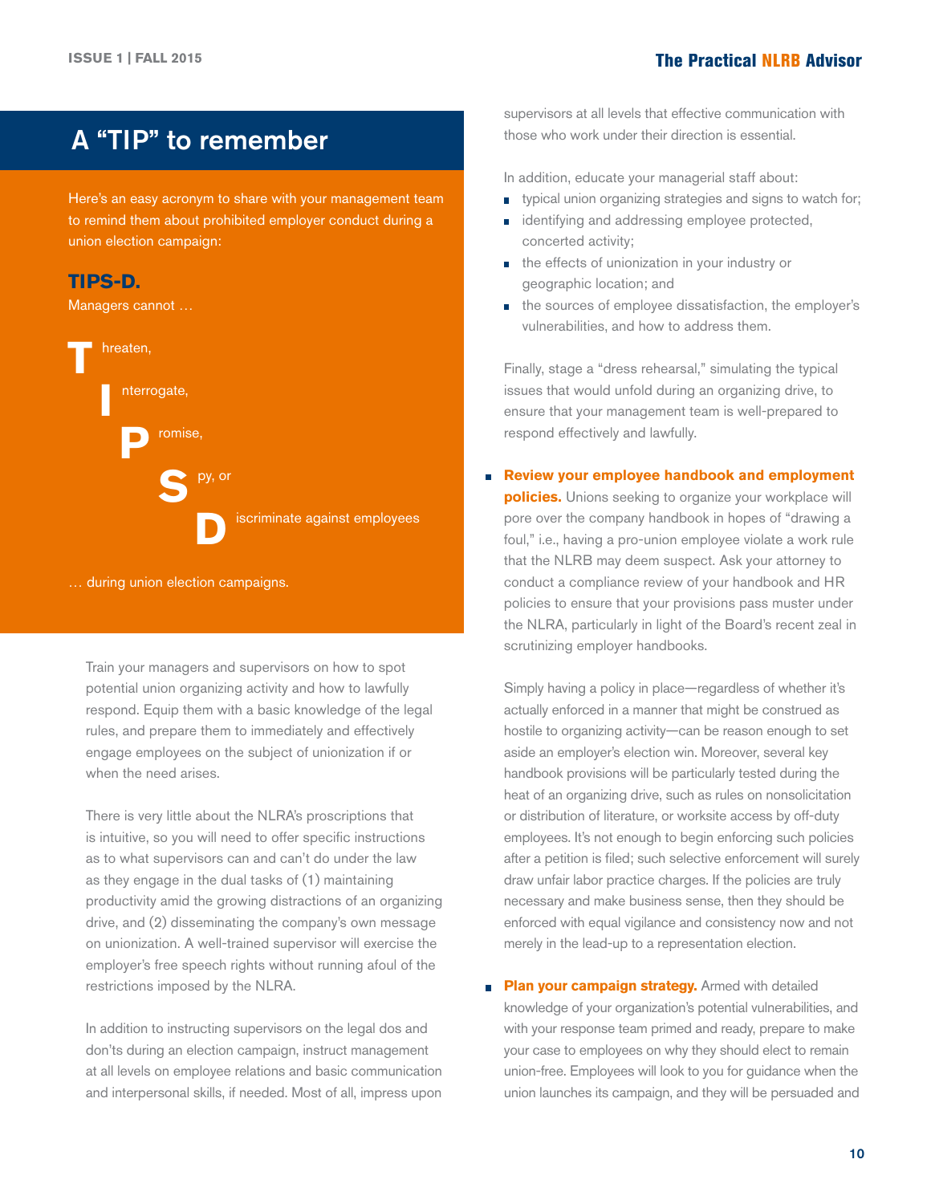## A "TIP" to remember

Here's an easy acronym to share with your management team to remind them about prohibited employer conduct during a union election campaign:

**TIPS-D.**

Managers cannot …

**T**hreaten,

**I**nterrogate,

**P**romise,

**S**py, or

**D**iscriminate against employees

… during union election campaigns.

Train your managers and supervisors on how to spot potential union organizing activity and how to lawfully respond. Equip them with a basic knowledge of the legal rules, and prepare them to immediately and effectively engage employees on the subject of unionization if or when the need arises.

There is very little about the NLRA's proscriptions that is intuitive, so you will need to offer specific instructions as to what supervisors can and can't do under the law as they engage in the dual tasks of (1) maintaining productivity amid the growing distractions of an organizing drive, and (2) disseminating the company's own message on unionization. A well-trained supervisor will exercise the employer's free speech rights without running afoul of the restrictions imposed by the NLRA.

In addition to instructing supervisors on the legal dos and don'ts during an election campaign, instruct management at all levels on employee relations and basic communication and interpersonal skills, if needed. Most of all, impress upon supervisors at all levels that effective communication with those who work under their direction is essential.

In addition, educate your managerial staff about:

- typical union organizing strategies and signs to watch for;
- identifying and addressing employee protected, concerted activity;
- the effects of unionization in your industry or geographic location; and
- the sources of employee dissatisfaction, the employer's vulnerabilities, and how to address them.

Finally, stage a "dress rehearsal," simulating the typical issues that would unfold during an organizing drive, to ensure that your management team is well-prepared to respond effectively and lawfully.

- **Review your employee handbook and employment policies.** Unions seeking to organize your workplace will pore over the company handbook in hopes of "drawing a foul," i.e., having a pro-union employee violate a work rule that the NLRB may deem suspect. Ask your attorney to conduct a compliance review of your handbook and HR policies to ensure that your provisions pass muster under the NLRA, particularly in light of the Board's recent zeal in scrutinizing employer handbooks.

  Simply having a policy in place—regardless of whether it's actually enforced in a manner that might be construed as hostile to organizing activity—can be reason enough to set aside an employer's election win. Moreover, several key handbook provisions will be particularly tested during the heat of an organizing drive, such as rules on nonsolicitation or distribution of literature, or worksite access by off-duty employees. It's not enough to begin enforcing such policies after a petition is filed; such selective enforcement will surely draw unfair labor practice charges. If the policies are truly necessary and make business sense, then they should be enforced with equal vigilance and consistency now and not merely in the lead-up to a representation election.

- **Plan your campaign strategy.** Armed with detailed knowledge of your organization's potential vulnerabilities, and with your response team primed and ready, prepare to make your case to employees on why they should elect to remain union-free. Employees will look to you for guidance when the union launches its campaign, and they will be persuaded and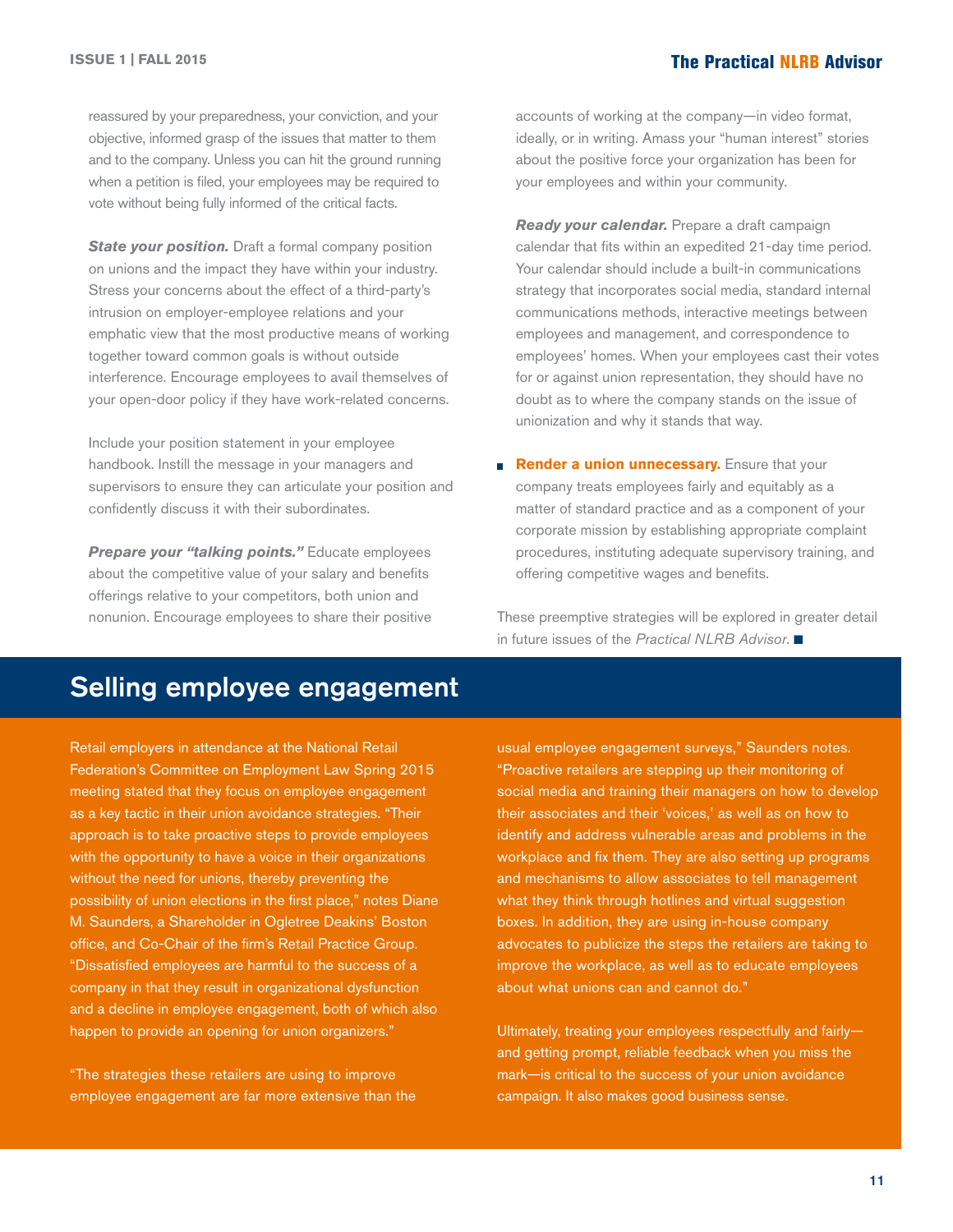reassured by your preparedness, your conviction, and your objective, informed grasp of the issues that matter to them and to the company. Unless you can hit the ground running when a petition is filed, your employees may be required to vote without being fully informed of the critical facts.

***State your position.*** Draft a formal company position on unions and the impact they have within your industry. Stress your concerns about the effect of a third-party's intrusion on employer-employee relations and your emphatic view that the most productive means of working together toward common goals is without outside interference. Encourage employees to avail themselves of your open-door policy if they have work-related concerns.

Include your position statement in your employee handbook. Instill the message in your managers and supervisors to ensure they can articulate your position and confidently discuss it with their subordinates.

***Prepare your "talking points."*** Educate employees about the competitive value of your salary and benefits offerings relative to your competitors, both union and nonunion. Encourage employees to share their positive accounts of working at the company—in video format, ideally, or in writing. Amass your "human interest" stories about the positive force your organization has been for your employees and within your community.

***Ready your calendar.*** Prepare a draft campaign calendar that fits within an expedited 21-day time period. Your calendar should include a built-in communications strategy that incorporates social media, standard internal communications methods, interactive meetings between employees and management, and correspondence to employees' homes. When your employees cast their votes for or against union representation, they should have no doubt as to where the company stands on the issue of unionization and why it stands that way.

- **Render a union unnecessary.** Ensure that your company treats employees fairly and equitably as a matter of standard practice and as a component of your corporate mission by establishing appropriate complaint procedures, instituting adequate supervisory training, and offering competitive wages and benefits.

These preemptive strategies will be explored in greater detail in future issues of the *Practical NLRB Advisor.* ■

## Selling employee engagement

Retail employers in attendance at the National Retail Federation's Committee on Employment Law Spring 2015 meeting stated that they focus on employee engagement as a key tactic in their union avoidance strategies. "Their approach is to take proactive steps to provide employees with the opportunity to have a voice in their organizations without the need for unions, thereby preventing the possibility of union elections in the first place," notes Diane M. Saunders, a Shareholder in Ogletree Deakins' Boston office, and Co-Chair of the firm's Retail Practice Group. "Dissatisfied employees are harmful to the success of a company in that they result in organizational dysfunction and a decline in employee engagement, both of which also happen to provide an opening for union organizers."

"The strategies these retailers are using to improve employee engagement are far more extensive than the usual employee engagement surveys," Saunders notes. "Proactive retailers are stepping up their monitoring of social media and training their managers on how to develop their associates and their 'voices,' as well as on how to identify and address vulnerable areas and problems in the workplace and fix them. They are also setting up programs and mechanisms to allow associates to tell management what they think through hotlines and virtual suggestion boxes. In addition, they are using in-house company advocates to publicize the steps the retailers are taking to improve the workplace, as well as to educate employees about what unions can and cannot do."

Ultimately, treating your employees respectfully and fairly—and getting prompt, reliable feedback when you miss the mark—is critical to the success of your union avoidance campaign. It also makes good business sense.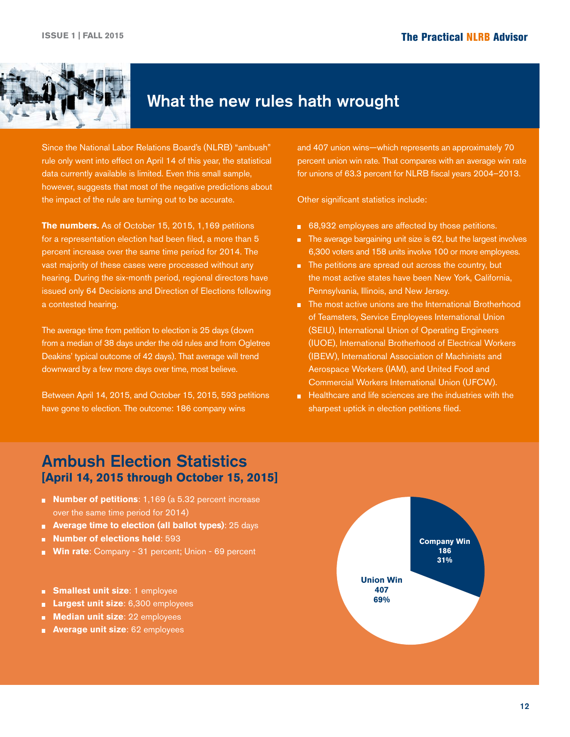# What the new rules hath wrought

Since the National Labor Relations Board's (NLRB) "ambush" rule only went into effect on April 14 of this year, the statistical data currently available is limited. Even this small sample, however, suggests that most of the negative predictions about the impact of the rule are turning out to be accurate.

**The numbers.** As of October 15, 2015, 1,169 petitions for a representation election had been filed, a more than 5 percent increase over the same time period for 2014. The vast majority of these cases were processed without any hearing. During the six-month period, regional directors have issued only 64 Decisions and Direction of Elections following a contested hearing.

The average time from petition to election is 25 days (down from a median of 38 days under the old rules and from Ogletree Deakins' typical outcome of 42 days). That average will trend downward by a few more days over time, most believe.

Between April 14, 2015, and October 15, 2015, 593 petitions have gone to election. The outcome: 186 company wins and 407 union wins—which represents an approximately 70 percent union win rate. That compares with an average win rate for unions of 63.3 percent for NLRB fiscal years 2004–2013.

Other significant statistics include:

- 68,932 employees are affected by those petitions.
- The average bargaining unit size is 62, but the largest involves 6,300 voters and 158 units involve 100 or more employees.
- The petitions are spread out across the country, but the most active states have been New York, California, Pennsylvania, Illinois, and New Jersey.
- The most active unions are the International Brotherhood of Teamsters, Service Employees International Union (SEIU), International Union of Operating Engineers (IUOE), International Brotherhood of Electrical Workers (IBEW), International Association of Machinists and Aerospace Workers (IAM), and United Food and Commercial Workers International Union (UFCW).
- Healthcare and life sciences are the industries with the sharpest uptick in election petitions filed.

## Ambush Election Statistics
### [April 14, 2015 through October 15, 2015]

- **Number of petitions**: 1,169 (a 5.32 percent increase over the same time period for 2014)
- **Average time to election (all ballot types)**: 25 days
- **Number of elections held**: 593
- **Win rate**: Company - 31 percent; Union - 69 percent

- **Smallest unit size**: 1 employee
- **Largest unit size**: 6,300 employees
- **Median unit size**: 22 employees
- **Average unit size**: 62 employees

Company Win 186 31%

Union Win 407 69%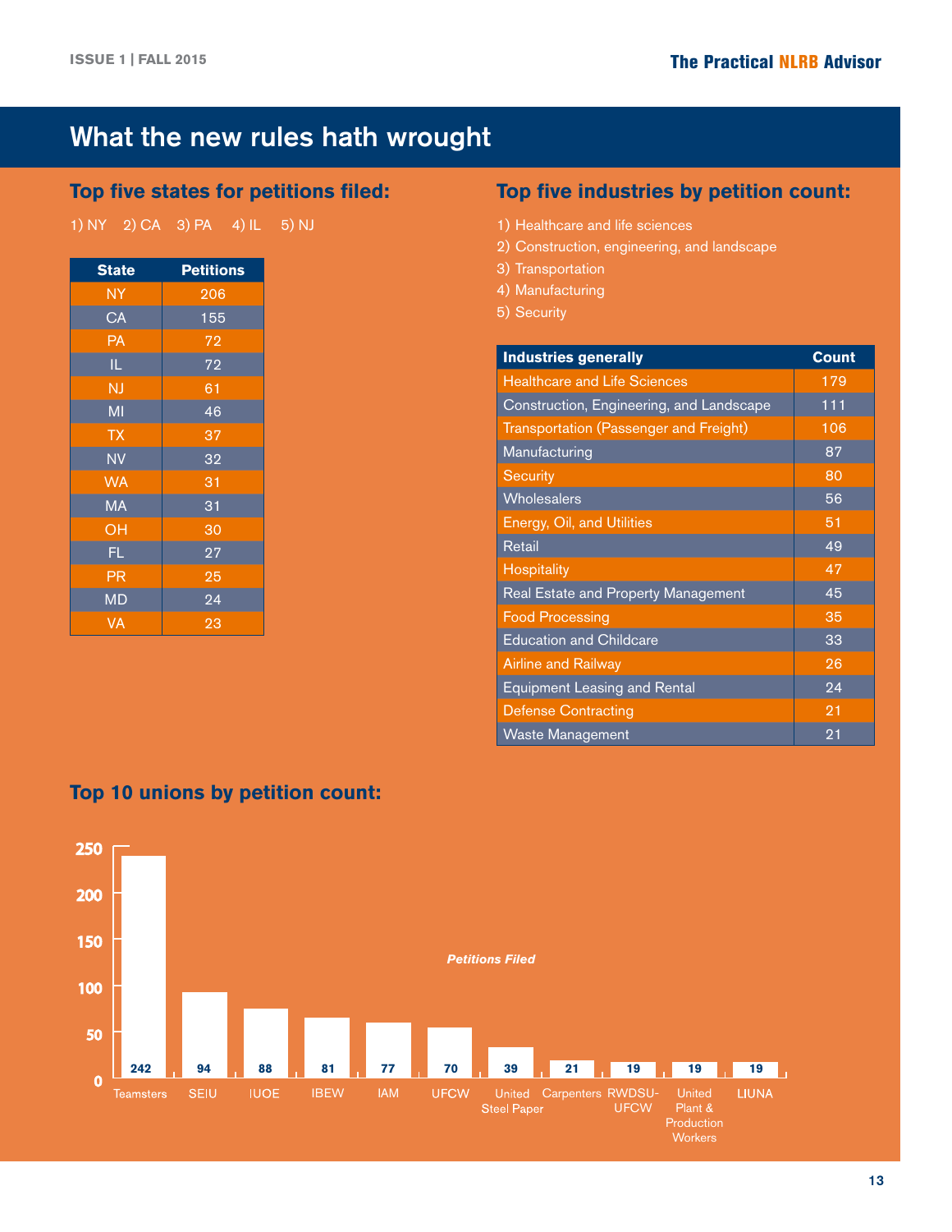# What the new rules hath wrought

## Top five states for petitions filed:

1) NY 2) CA 3) PA 4) IL 5) NJ

| State | Petitions |
|---|---|
| NY | 206 |
| CA | 155 |
| PA | 72 |
| IL | 72 |
| NJ | 61 |
| MI | 46 |
| TX | 37 |
| NV | 32 |
| WA | 31 |
| MA | 31 |
| OH | 30 |
| FL | 27 |
| PR | 25 |
| MD | 24 |
| VA | 23 |

## Top five industries by petition count:

1) Healthcare and life sciences
2) Construction, engineering, and landscape
3) Transportation
4) Manufacturing
5) Security

| Industries generally | Count |
|---|---|
| Healthcare and Life Sciences | 179 |
| Construction, Engineering, and Landscape | 111 |
| Transportation (Passenger and Freight) | 106 |
| Manufacturing | 87 |
| Security | 80 |
| Wholesalers | 56 |
| Energy, Oil, and Utilities | 51 |
| Retail | 49 |
| Hospitality | 47 |
| Real Estate and Property Management | 45 |
| Food Processing | 35 |
| Education and Childcare | 33 |
| Airline and Railway | 26 |
| Equipment Leasing and Rental | 24 |
| Defense Contracting | 21 |
| Waste Management | 21 |

## Top 10 unions by petition count:

*Petitions Filed*

| Union | Petitions Filed |
|---|---|
| Teamsters | 242 |
| SEIU | 94 |
| IUOE | 88 |
| IBEW | 81 |
| IAM | 77 |
| UFCW | 70 |
| United Steel Paper | 39 |
| Carpenters | 21 |
| RWDSU-UFCW | 19 |
| United Plant & Production Workers | 19 |
| LIUNA | 19 |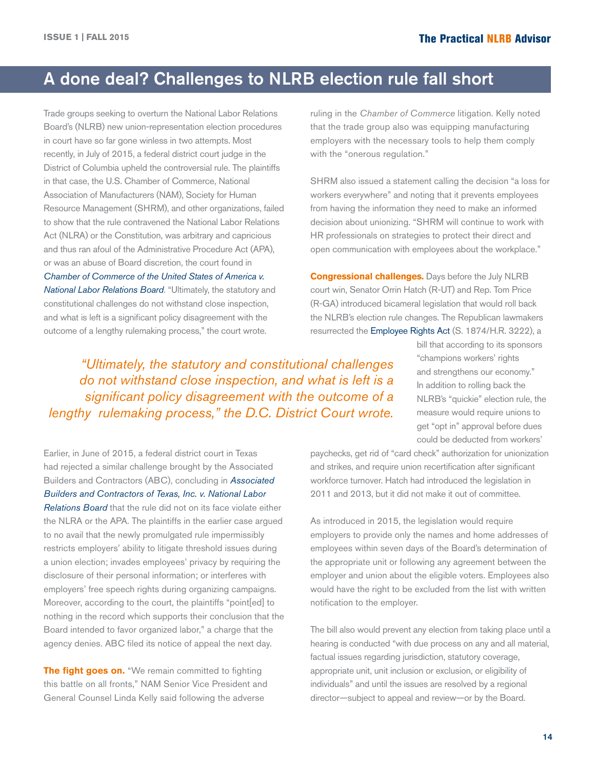## A done deal? Challenges to NLRB election rule fall short

Trade groups seeking to overturn the National Labor Relations Board's (NLRB) new union-representation election procedures in court have so far gone winless in two attempts. Most recently, in July of 2015, a federal district court judge in the District of Columbia upheld the controversial rule. The plaintiffs in that case, the U.S. Chamber of Commerce, National Association of Manufacturers (NAM), Society for Human Resource Management (SHRM), and other organizations, failed to show that the rule contravened the National Labor Relations Act (NLRA) or the Constitution, was arbitrary and capricious and thus ran afoul of the Administrative Procedure Act (APA), or was an abuse of Board discretion, the court found in *Chamber of Commerce of the United States of America v. National Labor Relations Board*. "Ultimately, the statutory and constitutional challenges do not withstand close inspection, and what is left is a significant policy disagreement with the outcome of a lengthy rulemaking process," the court wrote.

> *"Ultimately, the statutory and constitutional challenges do not withstand close inspection, and what is left is a significant policy disagreement with the outcome of a lengthy rulemaking process," the D.C. District Court wrote.*

Earlier, in June of 2015, a federal district court in Texas had rejected a similar challenge brought by the Associated Builders and Contractors (ABC), concluding in *Associated Builders and Contractors of Texas, Inc. v. National Labor Relations Board* that the rule did not on its face violate either the NLRA or the APA. The plaintiffs in the earlier case argued to no avail that the newly promulgated rule impermissibly restricts employers' ability to litigate threshold issues during a union election; invades employees' privacy by requiring the disclosure of their personal information; or interferes with employers' free speech rights during organizing campaigns. Moreover, according to the court, the plaintiffs "point[ed] to nothing in the record which supports their conclusion that the Board intended to favor organized labor," a charge that the agency denies. ABC filed its notice of appeal the next day.

**The fight goes on.** "We remain committed to fighting this battle on all fronts," NAM Senior Vice President and General Counsel Linda Kelly said following the adverse ruling in the *Chamber of Commerce* litigation. Kelly noted that the trade group also was equipping manufacturing employers with the necessary tools to help them comply with the "onerous regulation."

SHRM also issued a statement calling the decision "a loss for workers everywhere" and noting that it prevents employees from having the information they need to make an informed decision about unionizing. "SHRM will continue to work with HR professionals on strategies to protect their direct and open communication with employees about the workplace."

**Congressional challenges.** Days before the July NLRB court win, Senator Orrin Hatch (R-UT) and Rep. Tom Price (R-GA) introduced bicameral legislation that would roll back the NLRB's election rule changes. The Republican lawmakers resurrected the Employee Rights Act (S. 1874/H.R. 3222), a bill that according to its sponsors "champions workers' rights and strengthens our economy." In addition to rolling back the NLRB's "quickie" election rule, the measure would require unions to get "opt in" approval before dues could be deducted from workers' paychecks, get rid of "card check" authorization for unionization and strikes, and require union recertification after significant workforce turnover. Hatch had introduced the legislation in 2011 and 2013, but it did not make it out of committee.

As introduced in 2015, the legislation would require employers to provide only the names and home addresses of employees within seven days of the Board's determination of the appropriate unit or following any agreement between the employer and union about the eligible voters. Employees also would have the right to be excluded from the list with written notification to the employer.

The bill also would prevent any election from taking place until a hearing is conducted "with due process on any and all material, factual issues regarding jurisdiction, statutory coverage, appropriate unit, unit inclusion or exclusion, or eligibility of individuals" and until the issues are resolved by a regional director—subject to appeal and review—or by the Board.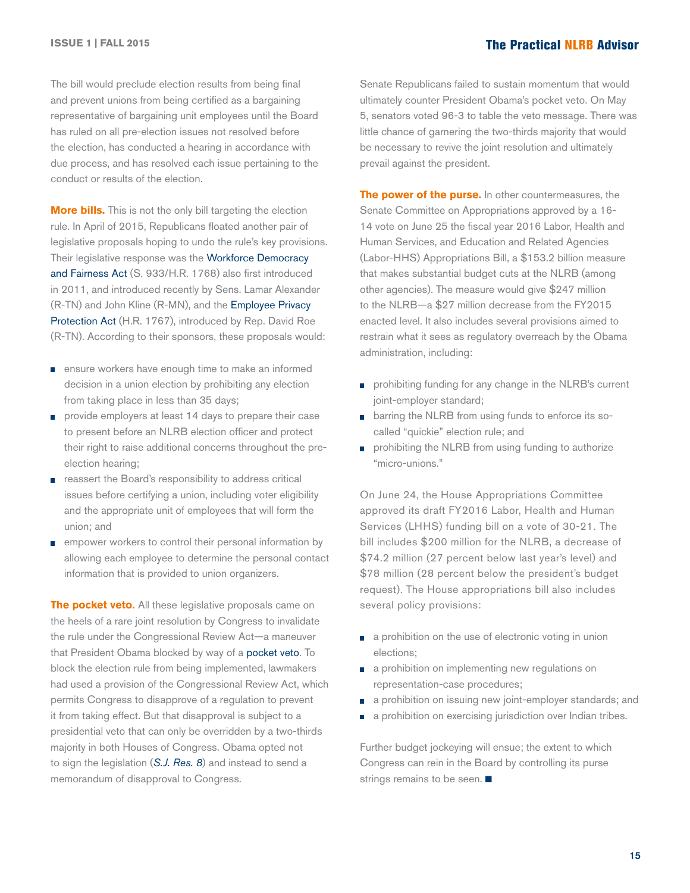The bill would preclude election results from being final and prevent unions from being certified as a bargaining representative of bargaining unit employees until the Board has ruled on all pre-election issues not resolved before the election, has conducted a hearing in accordance with due process, and has resolved each issue pertaining to the conduct or results of the election.

**More bills.** This is not the only bill targeting the election rule. In April of 2015, Republicans floated another pair of legislative proposals hoping to undo the rule's key provisions. Their legislative response was the Workforce Democracy and Fairness Act (S. 933/H.R. 1768) also first introduced in 2011, and introduced recently by Sens. Lamar Alexander (R-TN) and John Kline (R-MN), and the Employee Privacy Protection Act (H.R. 1767), introduced by Rep. David Roe (R-TN). According to their sponsors, these proposals would:

- ensure workers have enough time to make an informed decision in a union election by prohibiting any election from taking place in less than 35 days;
- provide employers at least 14 days to prepare their case to present before an NLRB election officer and protect their right to raise additional concerns throughout the pre-election hearing;
- reassert the Board's responsibility to address critical issues before certifying a union, including voter eligibility and the appropriate unit of employees that will form the union; and
- empower workers to control their personal information by allowing each employee to determine the personal contact information that is provided to union organizers.

**The pocket veto.** All these legislative proposals came on the heels of a rare joint resolution by Congress to invalidate the rule under the Congressional Review Act—a maneuver that President Obama blocked by way of a pocket veto. To block the election rule from being implemented, lawmakers had used a provision of the Congressional Review Act, which permits Congress to disapprove of a regulation to prevent it from taking effect. But that disapproval is subject to a presidential veto that can only be overridden by a two-thirds majority in both Houses of Congress. Obama opted not to sign the legislation (*S.J. Res. 8*) and instead to send a memorandum of disapproval to Congress.

Senate Republicans failed to sustain momentum that would ultimately counter President Obama's pocket veto. On May 5, senators voted 96-3 to table the veto message. There was little chance of garnering the two-thirds majority that would be necessary to revive the joint resolution and ultimately prevail against the president.

**The power of the purse.** In other countermeasures, the Senate Committee on Appropriations approved by a 16-14 vote on June 25 the fiscal year 2016 Labor, Health and Human Services, and Education and Related Agencies (Labor-HHS) Appropriations Bill, a $153.2 billion measure that makes substantial budget cuts at the NLRB (among other agencies). The measure would give $247 million to the NLRB—a $27 million decrease from the FY2015 enacted level. It also includes several provisions aimed to restrain what it sees as regulatory overreach by the Obama administration, including:

- prohibiting funding for any change in the NLRB's current joint-employer standard;
- barring the NLRB from using funds to enforce its so-called "quickie" election rule; and
- prohibiting the NLRB from using funding to authorize "micro-unions."

On June 24, the House Appropriations Committee approved its draft FY2016 Labor, Health and Human Services (LHHS) funding bill on a vote of 30-21. The bill includes $200 million for the NLRB, a decrease of $74.2 million (27 percent below last year's level) and $78 million (28 percent below the president's budget request). The House appropriations bill also includes several policy provisions:

- a prohibition on the use of electronic voting in union elections;
- a prohibition on implementing new regulations on representation-case procedures;
- a prohibition on issuing new joint-employer standards; and
- a prohibition on exercising jurisdiction over Indian tribes.

Further budget jockeying will ensue; the extent to which Congress can rein in the Board by controlling its purse strings remains to be seen. ■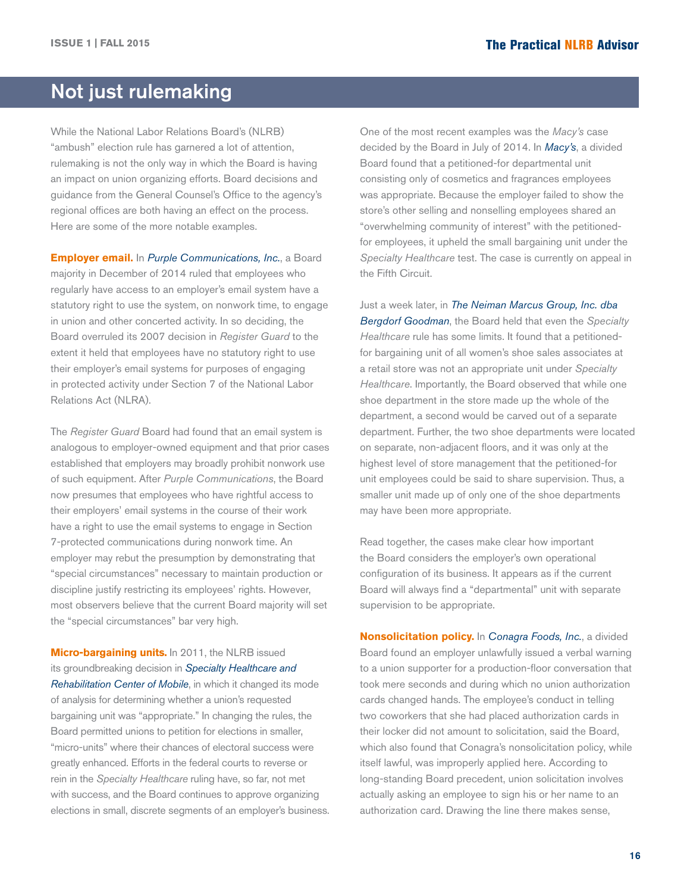## Not just rulemaking

While the National Labor Relations Board's (NLRB) "ambush" election rule has garnered a lot of attention, rulemaking is not the only way in which the Board is having an impact on union organizing efforts. Board decisions and guidance from the General Counsel's Office to the agency's regional offices are both having an effect on the process. Here are some of the more notable examples.

**Employer email.** In *Purple Communications, Inc.*, a Board majority in December of 2014 ruled that employees who regularly have access to an employer's email system have a statutory right to use the system, on nonwork time, to engage in union and other concerted activity. In so deciding, the Board overruled its 2007 decision in *Register Guard* to the extent it held that employees have no statutory right to use their employer's email systems for purposes of engaging in protected activity under Section 7 of the National Labor Relations Act (NLRA).

The *Register Guard* Board had found that an email system is analogous to employer-owned equipment and that prior cases established that employers may broadly prohibit nonwork use of such equipment. After *Purple Communications*, the Board now presumes that employees who have rightful access to their employers' email systems in the course of their work have a right to use the email systems to engage in Section 7-protected communications during nonwork time. An employer may rebut the presumption by demonstrating that "special circumstances" necessary to maintain production or discipline justify restricting its employees' rights. However, most observers believe that the current Board majority will set the "special circumstances" bar very high.

**Micro-bargaining units.** In 2011, the NLRB issued its groundbreaking decision in *Specialty Healthcare and Rehabilitation Center of Mobile*, in which it changed its mode of analysis for determining whether a union's requested bargaining unit was "appropriate." In changing the rules, the Board permitted unions to petition for elections in smaller, "micro-units" where their chances of electoral success were greatly enhanced. Efforts in the federal courts to reverse or rein in the *Specialty Healthcare* ruling have, so far, not met with success, and the Board continues to approve organizing elections in small, discrete segments of an employer's business.

One of the most recent examples was the *Macy's* case decided by the Board in July of 2014. In *Macy's*, a divided Board found that a petitioned-for departmental unit consisting only of cosmetics and fragrances employees was appropriate. Because the employer failed to show the store's other selling and nonselling employees shared an "overwhelming community of interest" with the petitioned-for employees, it upheld the small bargaining unit under the *Specialty Healthcare* test. The case is currently on appeal in the Fifth Circuit.

Just a week later, in *The Neiman Marcus Group, Inc. dba Bergdorf Goodman*, the Board held that even the *Specialty Healthcare* rule has some limits. It found that a petitioned-for bargaining unit of all women's shoe sales associates at a retail store was not an appropriate unit under *Specialty Healthcare*. Importantly, the Board observed that while one shoe department in the store made up the whole of the department, a second would be carved out of a separate department. Further, the two shoe departments were located on separate, non-adjacent floors, and it was only at the highest level of store management that the petitioned-for unit employees could be said to share supervision. Thus, a smaller unit made up of only one of the shoe departments may have been more appropriate.

Read together, the cases make clear how important the Board considers the employer's own operational configuration of its business. It appears as if the current Board will always find a "departmental" unit with separate supervision to be appropriate.

**Nonsolicitation policy.** In *Conagra Foods, Inc.*, a divided Board found an employer unlawfully issued a verbal warning to a union supporter for a production-floor conversation that took mere seconds and during which no union authorization cards changed hands. The employee's conduct in telling two coworkers that she had placed authorization cards in their locker did not amount to solicitation, said the Board, which also found that Conagra's nonsolicitation policy, while itself lawful, was improperly applied here. According to long-standing Board precedent, union solicitation involves actually asking an employee to sign his or her name to an authorization card. Drawing the line there makes sense,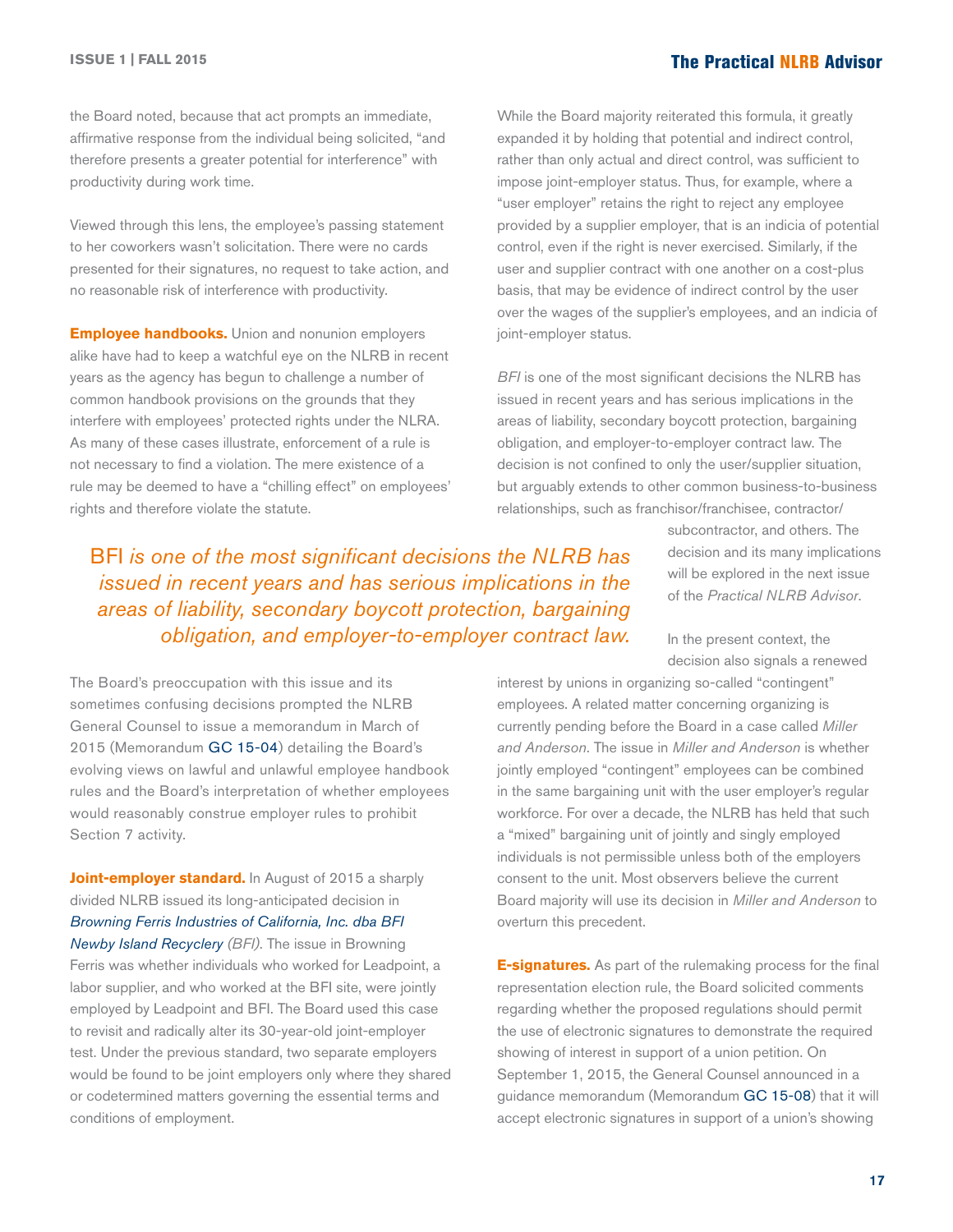the Board noted, because that act prompts an immediate, affirmative response from the individual being solicited, "and therefore presents a greater potential for interference" with productivity during work time.

Viewed through this lens, the employee's passing statement to her coworkers wasn't solicitation. There were no cards presented for their signatures, no request to take action, and no reasonable risk of interference with productivity.

**Employee handbooks.** Union and nonunion employers alike have had to keep a watchful eye on the NLRB in recent years as the agency has begun to challenge a number of common handbook provisions on the grounds that they interfere with employees' protected rights under the NLRA. As many of these cases illustrate, enforcement of a rule is not necessary to find a violation. The mere existence of a rule may be deemed to have a "chilling effect" on employees' rights and therefore violate the statute.

> BFI *is one of the most significant decisions the NLRB has issued in recent years and has serious implications in the areas of liability, secondary boycott protection, bargaining obligation, and employer-to-employer contract law.*

The Board's preoccupation with this issue and its sometimes confusing decisions prompted the NLRB General Counsel to issue a memorandum in March of 2015 (Memorandum GC 15-04) detailing the Board's evolving views on lawful and unlawful employee handbook rules and the Board's interpretation of whether employees would reasonably construe employer rules to prohibit Section 7 activity.

**Joint-employer standard.** In August of 2015 a sharply divided NLRB issued its long-anticipated decision in *Browning Ferris Industries of California, Inc. dba BFI Newby Island Recyclery (BFI)*. The issue in Browning Ferris was whether individuals who worked for Leadpoint, a labor supplier, and who worked at the BFI site, were jointly employed by Leadpoint and BFI. The Board used this case to revisit and radically alter its 30-year-old joint-employer test. Under the previous standard, two separate employers would be found to be joint employers only where they shared or codetermined matters governing the essential terms and conditions of employment.

While the Board majority reiterated this formula, it greatly expanded it by holding that potential and indirect control, rather than only actual and direct control, was sufficient to impose joint-employer status. Thus, for example, where a "user employer" retains the right to reject any employee provided by a supplier employer, that is an indicia of potential control, even if the right is never exercised. Similarly, if the user and supplier contract with one another on a cost-plus basis, that may be evidence of indirect control by the user over the wages of the supplier's employees, and an indicia of joint-employer status.

*BFI* is one of the most significant decisions the NLRB has issued in recent years and has serious implications in the areas of liability, secondary boycott protection, bargaining obligation, and employer-to-employer contract law. The decision is not confined to only the user/supplier situation, but arguably extends to other common business-to-business relationships, such as franchisor/franchisee, contractor/subcontractor, and others. The decision and its many implications will be explored in the next issue of the *Practical NLRB Advisor*.

In the present context, the decision also signals a renewed interest by unions in organizing so-called "contingent" employees. A related matter concerning organizing is currently pending before the Board in a case called *Miller and Anderson*. The issue in *Miller and Anderson* is whether jointly employed "contingent" employees can be combined in the same bargaining unit with the user employer's regular workforce. For over a decade, the NLRB has held that such a "mixed" bargaining unit of jointly and singly employed individuals is not permissible unless both of the employers consent to the unit. Most observers believe the current Board majority will use its decision in *Miller and Anderson* to overturn this precedent.

**E-signatures.** As part of the rulemaking process for the final representation election rule, the Board solicited comments regarding whether the proposed regulations should permit the use of electronic signatures to demonstrate the required showing of interest in support of a union petition. On September 1, 2015, the General Counsel announced in a guidance memorandum (Memorandum GC 15-08) that it will accept electronic signatures in support of a union's showing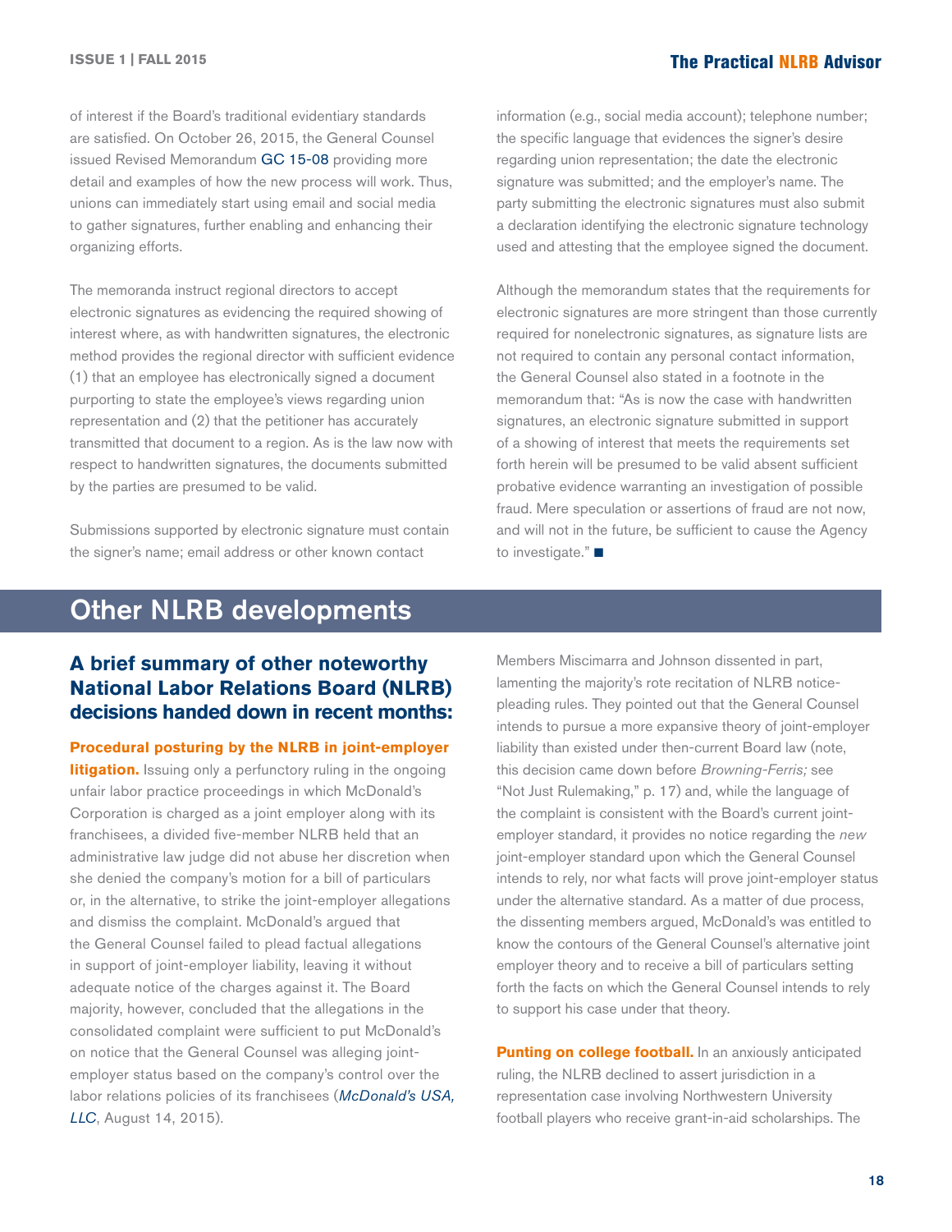of interest if the Board's traditional evidentiary standards are satisfied. On October 26, 2015, the General Counsel issued Revised Memorandum GC 15-08 providing more detail and examples of how the new process will work. Thus, unions can immediately start using email and social media to gather signatures, further enabling and enhancing their organizing efforts.

The memoranda instruct regional directors to accept electronic signatures as evidencing the required showing of interest where, as with handwritten signatures, the electronic method provides the regional director with sufficient evidence (1) that an employee has electronically signed a document purporting to state the employee's views regarding union representation and (2) that the petitioner has accurately transmitted that document to a region. As is the law now with respect to handwritten signatures, the documents submitted by the parties are presumed to be valid.

Submissions supported by electronic signature must contain the signer's name; email address or other known contact information (e.g., social media account); telephone number; the specific language that evidences the signer's desire regarding union representation; the date the electronic signature was submitted; and the employer's name. The party submitting the electronic signatures must also submit a declaration identifying the electronic signature technology used and attesting that the employee signed the document.

Although the memorandum states that the requirements for electronic signatures are more stringent than those currently required for nonelectronic signatures, as signature lists are not required to contain any personal contact information, the General Counsel also stated in a footnote in the memorandum that: "As is now the case with handwritten signatures, an electronic signature submitted in support of a showing of interest that meets the requirements set forth herein will be presumed to be valid absent sufficient probative evidence warranting an investigation of possible fraud. Mere speculation or assertions of fraud are not now, and will not in the future, be sufficient to cause the Agency to investigate." ■

# Other NLRB developments

## A brief summary of other noteworthy National Labor Relations Board (NLRB) decisions handed down in recent months:

**Procedural posturing by the NLRB in joint-employer litigation.** Issuing only a perfunctory ruling in the ongoing unfair labor practice proceedings in which McDonald's Corporation is charged as a joint employer along with its franchisees, a divided five-member NLRB held that an administrative law judge did not abuse her discretion when she denied the company's motion for a bill of particulars or, in the alternative, to strike the joint-employer allegations and dismiss the complaint. McDonald's argued that the General Counsel failed to plead factual allegations in support of joint-employer liability, leaving it without adequate notice of the charges against it. The Board majority, however, concluded that the allegations in the consolidated complaint were sufficient to put McDonald's on notice that the General Counsel was alleging joint-employer status based on the company's control over the labor relations policies of its franchisees (*McDonald's USA, LLC*, August 14, 2015).

Members Miscimarra and Johnson dissented in part, lamenting the majority's rote recitation of NLRB notice-pleading rules. They pointed out that the General Counsel intends to pursue a more expansive theory of joint-employer liability than existed under then-current Board law (note, this decision came down before *Browning-Ferris;* see "Not Just Rulemaking," p. 17) and, while the language of the complaint is consistent with the Board's current joint-employer standard, it provides no notice regarding the *new* joint-employer standard upon which the General Counsel intends to rely, nor what facts will prove joint-employer status under the alternative standard. As a matter of due process, the dissenting members argued, McDonald's was entitled to know the contours of the General Counsel's alternative joint employer theory and to receive a bill of particulars setting forth the facts on which the General Counsel intends to rely to support his case under that theory.

**Punting on college football.** In an anxiously anticipated ruling, the NLRB declined to assert jurisdiction in a representation case involving Northwestern University football players who receive grant-in-aid scholarships. The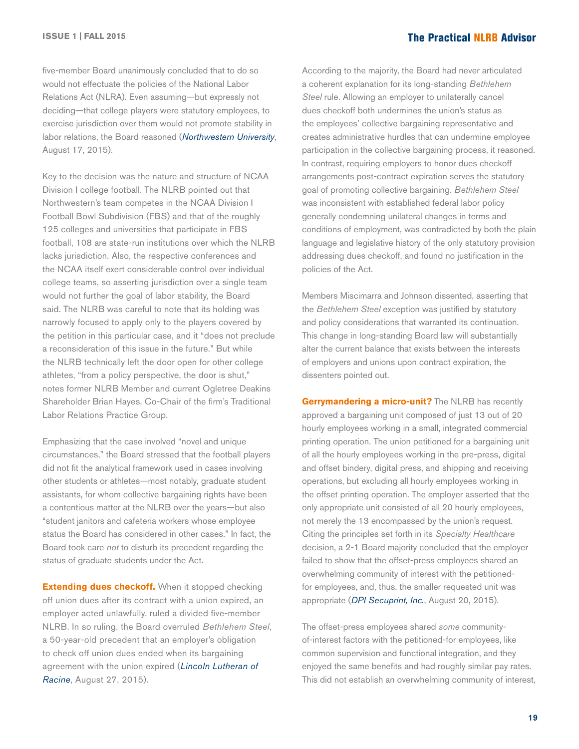five-member Board unanimously concluded that to do so would not effectuate the policies of the National Labor Relations Act (NLRA). Even assuming—but expressly not deciding—that college players were statutory employees, to exercise jurisdiction over them would not promote stability in labor relations, the Board reasoned (*Northwestern University*, August 17, 2015).

Key to the decision was the nature and structure of NCAA Division I college football. The NLRB pointed out that Northwestern's team competes in the NCAA Division I Football Bowl Subdivision (FBS) and that of the roughly 125 colleges and universities that participate in FBS football, 108 are state-run institutions over which the NLRB lacks jurisdiction. Also, the respective conferences and the NCAA itself exert considerable control over individual college teams, so asserting jurisdiction over a single team would not further the goal of labor stability, the Board said. The NLRB was careful to note that its holding was narrowly focused to apply only to the players covered by the petition in this particular case, and it "does not preclude a reconsideration of this issue in the future." But while the NLRB technically left the door open for other college athletes, "from a policy perspective, the door is shut," notes former NLRB Member and current Ogletree Deakins Shareholder Brian Hayes, Co-Chair of the firm's Traditional Labor Relations Practice Group.

Emphasizing that the case involved "novel and unique circumstances," the Board stressed that the football players did not fit the analytical framework used in cases involving other students or athletes—most notably, graduate student assistants, for whom collective bargaining rights have been a contentious matter at the NLRB over the years—but also "student janitors and cafeteria workers whose employee status the Board has considered in other cases." In fact, the Board took care *not* to disturb its precedent regarding the status of graduate students under the Act.

**Extending dues checkoff.** When it stopped checking off union dues after its contract with a union expired, an employer acted unlawfully, ruled a divided five-member NLRB. In so ruling, the Board overruled *Bethlehem Steel*, a 50-year-old precedent that an employer's obligation to check off union dues ended when its bargaining agreement with the union expired (*Lincoln Lutheran of Racine*, August 27, 2015).

According to the majority, the Board had never articulated a coherent explanation for its long-standing *Bethlehem Steel* rule. Allowing an employer to unilaterally cancel dues checkoff both undermines the union's status as the employees' collective bargaining representative and creates administrative hurdles that can undermine employee participation in the collective bargaining process, it reasoned. In contrast, requiring employers to honor dues checkoff arrangements post-contract expiration serves the statutory goal of promoting collective bargaining. *Bethlehem Steel* was inconsistent with established federal labor policy generally condemning unilateral changes in terms and conditions of employment, was contradicted by both the plain language and legislative history of the only statutory provision addressing dues checkoff, and found no justification in the policies of the Act.

Members Miscimarra and Johnson dissented, asserting that the *Bethlehem Steel* exception was justified by statutory and policy considerations that warranted its continuation. This change in long-standing Board law will substantially alter the current balance that exists between the interests of employers and unions upon contract expiration, the dissenters pointed out.

**Gerrymandering a micro-unit?** The NLRB has recently approved a bargaining unit composed of just 13 out of 20 hourly employees working in a small, integrated commercial printing operation. The union petitioned for a bargaining unit of all the hourly employees working in the pre-press, digital and offset bindery, digital press, and shipping and receiving operations, but excluding all hourly employees working in the offset printing operation. The employer asserted that the only appropriate unit consisted of all 20 hourly employees, not merely the 13 encompassed by the union's request. Citing the principles set forth in its *Specialty Healthcare* decision, a 2-1 Board majority concluded that the employer failed to show that the offset-press employees shared an overwhelming community of interest with the petitioned-for employees, and, thus, the smaller requested unit was appropriate (*DPI Secuprint, Inc.*, August 20, 2015).

The offset-press employees shared *some* community-of-interest factors with the petitioned-for employees, like common supervision and functional integration, and they enjoyed the same benefits and had roughly similar pay rates. This did not establish an overwhelming community of interest,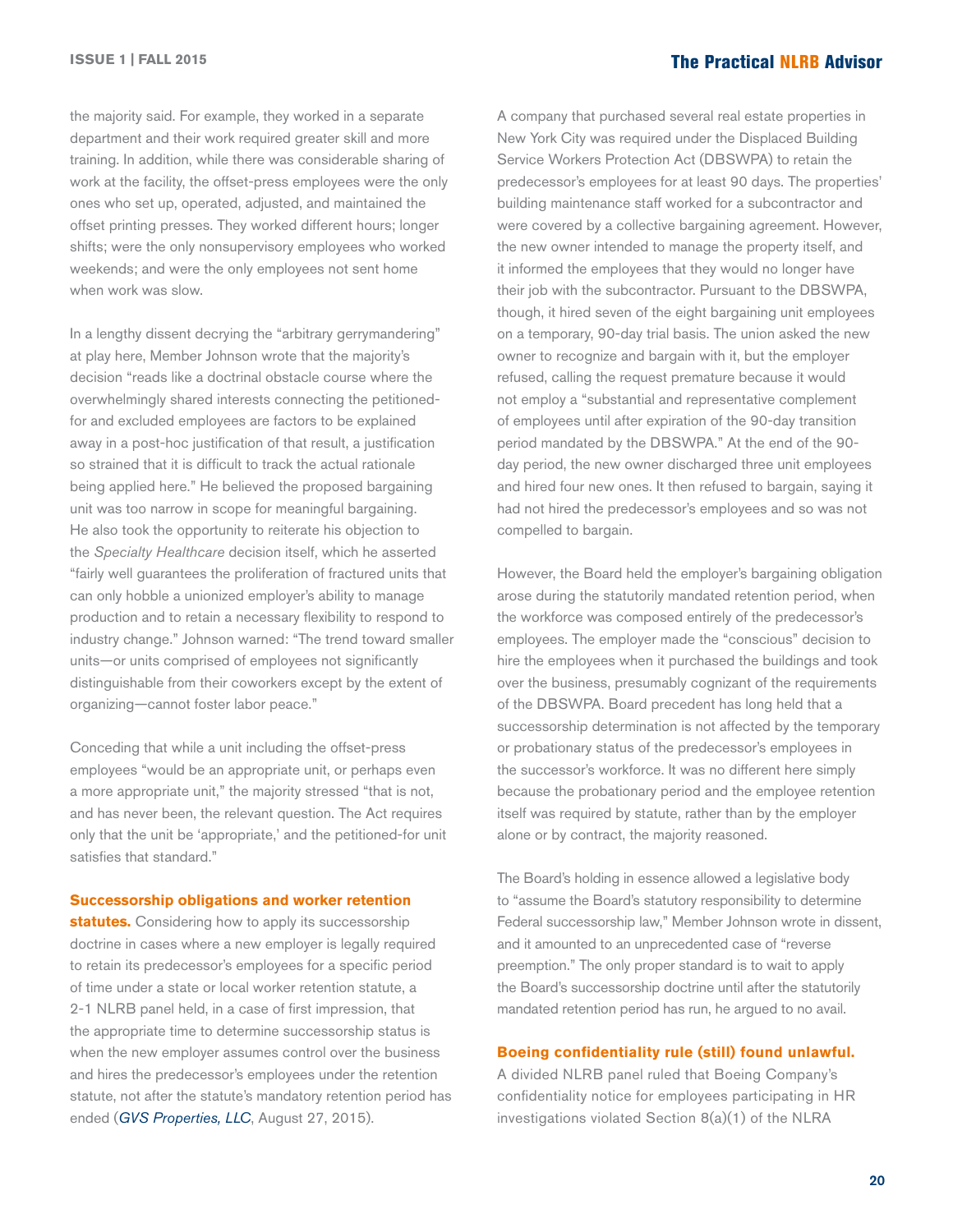the majority said. For example, they worked in a separate department and their work required greater skill and more training. In addition, while there was considerable sharing of work at the facility, the offset-press employees were the only ones who set up, operated, adjusted, and maintained the offset printing presses. They worked different hours; longer shifts; were the only nonsupervisory employees who worked weekends; and were the only employees not sent home when work was slow.

In a lengthy dissent decrying the "arbitrary gerrymandering" at play here, Member Johnson wrote that the majority's decision "reads like a doctrinal obstacle course where the overwhelmingly shared interests connecting the petitioned-for and excluded employees are factors to be explained away in a post-hoc justification of that result, a justification so strained that it is difficult to track the actual rationale being applied here." He believed the proposed bargaining unit was too narrow in scope for meaningful bargaining. He also took the opportunity to reiterate his objection to the *Specialty Healthcare* decision itself, which he asserted "fairly well guarantees the proliferation of fractured units that can only hobble a unionized employer's ability to manage production and to retain a necessary flexibility to respond to industry change." Johnson warned: "The trend toward smaller units—or units comprised of employees not significantly distinguishable from their coworkers except by the extent of organizing—cannot foster labor peace."

Conceding that while a unit including the offset-press employees "would be an appropriate unit, or perhaps even a more appropriate unit," the majority stressed "that is not, and has never been, the relevant question. The Act requires only that the unit be 'appropriate,' and the petitioned-for unit satisfies that standard."

**Successorship obligations and worker retention statutes.** Considering how to apply its successorship doctrine in cases where a new employer is legally required to retain its predecessor's employees for a specific period of time under a state or local worker retention statute, a 2-1 NLRB panel held, in a case of first impression, that the appropriate time to determine successorship status is when the new employer assumes control over the business and hires the predecessor's employees under the retention statute, not after the statute's mandatory retention period has ended (*GVS Properties, LLC*, August 27, 2015).

A company that purchased several real estate properties in New York City was required under the Displaced Building Service Workers Protection Act (DBSWPA) to retain the predecessor's employees for at least 90 days. The properties' building maintenance staff worked for a subcontractor and were covered by a collective bargaining agreement. However, the new owner intended to manage the property itself, and it informed the employees that they would no longer have their job with the subcontractor. Pursuant to the DBSWPA, though, it hired seven of the eight bargaining unit employees on a temporary, 90-day trial basis. The union asked the new owner to recognize and bargain with it, but the employer refused, calling the request premature because it would not employ a "substantial and representative complement of employees until after expiration of the 90-day transition period mandated by the DBSWPA." At the end of the 90-day period, the new owner discharged three unit employees and hired four new ones. It then refused to bargain, saying it had not hired the predecessor's employees and so was not compelled to bargain.

However, the Board held the employer's bargaining obligation arose during the statutorily mandated retention period, when the workforce was composed entirely of the predecessor's employees. The employer made the "conscious" decision to hire the employees when it purchased the buildings and took over the business, presumably cognizant of the requirements of the DBSWPA. Board precedent has long held that a successorship determination is not affected by the temporary or probationary status of the predecessor's employees in the successor's workforce. It was no different here simply because the probationary period and the employee retention itself was required by statute, rather than by the employer alone or by contract, the majority reasoned.

The Board's holding in essence allowed a legislative body to "assume the Board's statutory responsibility to determine Federal successorship law," Member Johnson wrote in dissent, and it amounted to an unprecedented case of "reverse preemption." The only proper standard is to wait to apply the Board's successorship doctrine until after the statutorily mandated retention period has run, he argued to no avail.

**Boeing confidentiality rule (still) found unlawful.** A divided NLRB panel ruled that Boeing Company's confidentiality notice for employees participating in HR investigations violated Section 8(a)(1) of the NLRA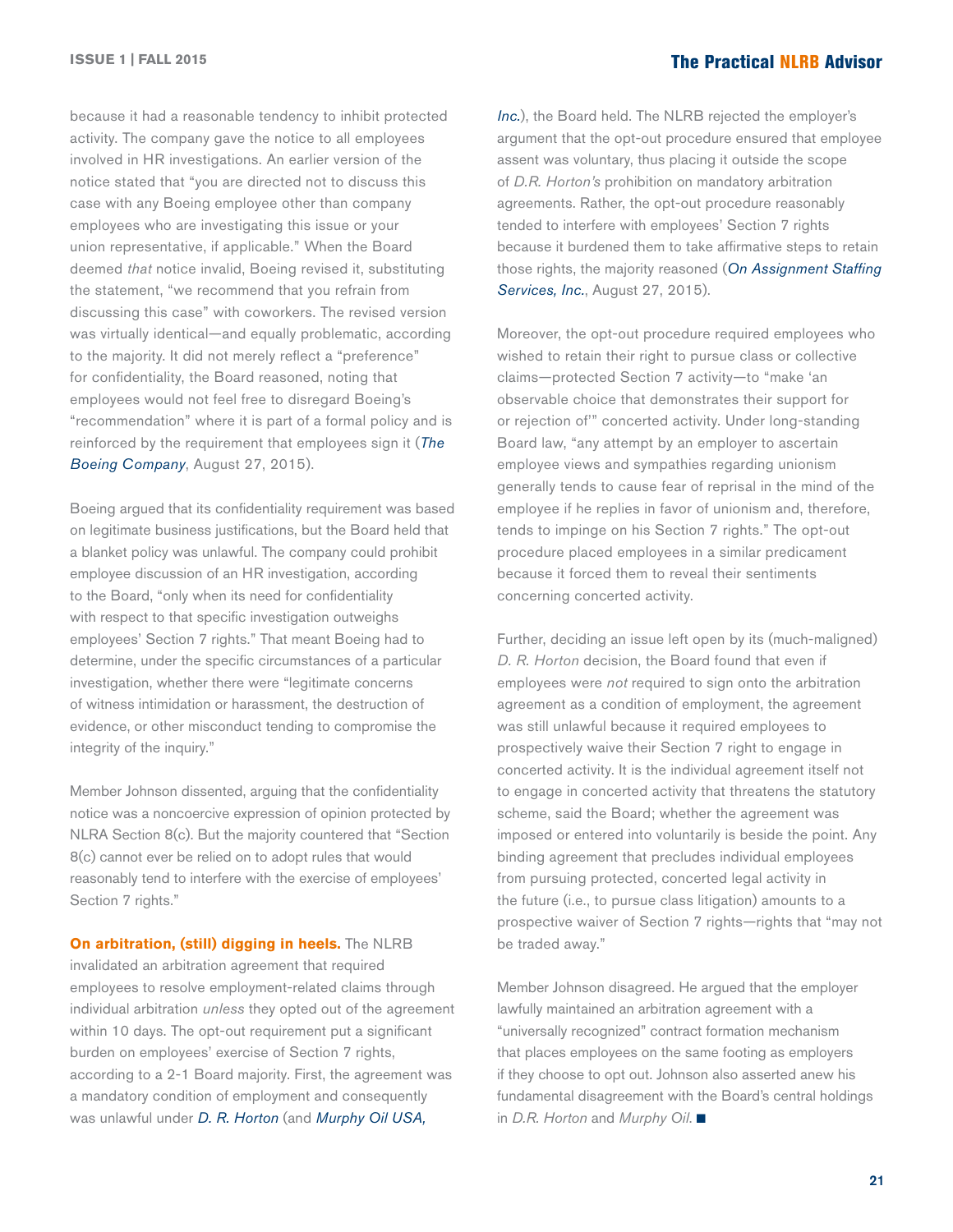because it had a reasonable tendency to inhibit protected activity. The company gave the notice to all employees involved in HR investigations. An earlier version of the notice stated that "you are directed not to discuss this case with any Boeing employee other than company employees who are investigating this issue or your union representative, if applicable." When the Board deemed *that* notice invalid, Boeing revised it, substituting the statement, "we recommend that you refrain from discussing this case" with coworkers. The revised version was virtually identical—and equally problematic, according to the majority. It did not merely reflect a "preference" for confidentiality, the Board reasoned, noting that employees would not feel free to disregard Boeing's "recommendation" where it is part of a formal policy and is reinforced by the requirement that employees sign it (*The Boeing Company*, August 27, 2015).

Boeing argued that its confidentiality requirement was based on legitimate business justifications, but the Board held that a blanket policy was unlawful. The company could prohibit employee discussion of an HR investigation, according to the Board, "only when its need for confidentiality with respect to that specific investigation outweighs employees' Section 7 rights." That meant Boeing had to determine, under the specific circumstances of a particular investigation, whether there were "legitimate concerns of witness intimidation or harassment, the destruction of evidence, or other misconduct tending to compromise the integrity of the inquiry."

Member Johnson dissented, arguing that the confidentiality notice was a noncoercive expression of opinion protected by NLRA Section 8(c). But the majority countered that "Section 8(c) cannot ever be relied on to adopt rules that would reasonably tend to interfere with the exercise of employees' Section 7 rights."

**On arbitration, (still) digging in heels.** The NLRB invalidated an arbitration agreement that required employees to resolve employment-related claims through individual arbitration *unless* they opted out of the agreement within 10 days. The opt-out requirement put a significant burden on employees' exercise of Section 7 rights, according to a 2-1 Board majority. First, the agreement was a mandatory condition of employment and consequently was unlawful under *D. R. Horton* (and *Murphy Oil USA, Inc.*), the Board held. The NLRB rejected the employer's argument that the opt-out procedure ensured that employee assent was voluntary, thus placing it outside the scope of *D.R. Horton's* prohibition on mandatory arbitration agreements. Rather, the opt-out procedure reasonably tended to interfere with employees' Section 7 rights because it burdened them to take affirmative steps to retain those rights, the majority reasoned (*On Assignment Staffing Services, Inc.*, August 27, 2015).

Moreover, the opt-out procedure required employees who wished to retain their right to pursue class or collective claims—protected Section 7 activity—to "make 'an observable choice that demonstrates their support for or rejection of'" concerted activity. Under long-standing Board law, "any attempt by an employer to ascertain employee views and sympathies regarding unionism generally tends to cause fear of reprisal in the mind of the employee if he replies in favor of unionism and, therefore, tends to impinge on his Section 7 rights." The opt-out procedure placed employees in a similar predicament because it forced them to reveal their sentiments concerning concerted activity.

Further, deciding an issue left open by its (much-maligned) *D. R. Horton* decision, the Board found that even if employees were *not* required to sign onto the arbitration agreement as a condition of employment, the agreement was still unlawful because it required employees to prospectively waive their Section 7 right to engage in concerted activity. It is the individual agreement itself not to engage in concerted activity that threatens the statutory scheme, said the Board; whether the agreement was imposed or entered into voluntarily is beside the point. Any binding agreement that precludes individual employees from pursuing protected, concerted legal activity in the future (i.e., to pursue class litigation) amounts to a prospective waiver of Section 7 rights—rights that "may not be traded away."

Member Johnson disagreed. He argued that the employer lawfully maintained an arbitration agreement with a "universally recognized" contract formation mechanism that places employees on the same footing as employers if they choose to opt out. Johnson also asserted anew his fundamental disagreement with the Board's central holdings in *D.R. Horton* and *Murphy Oil.* ■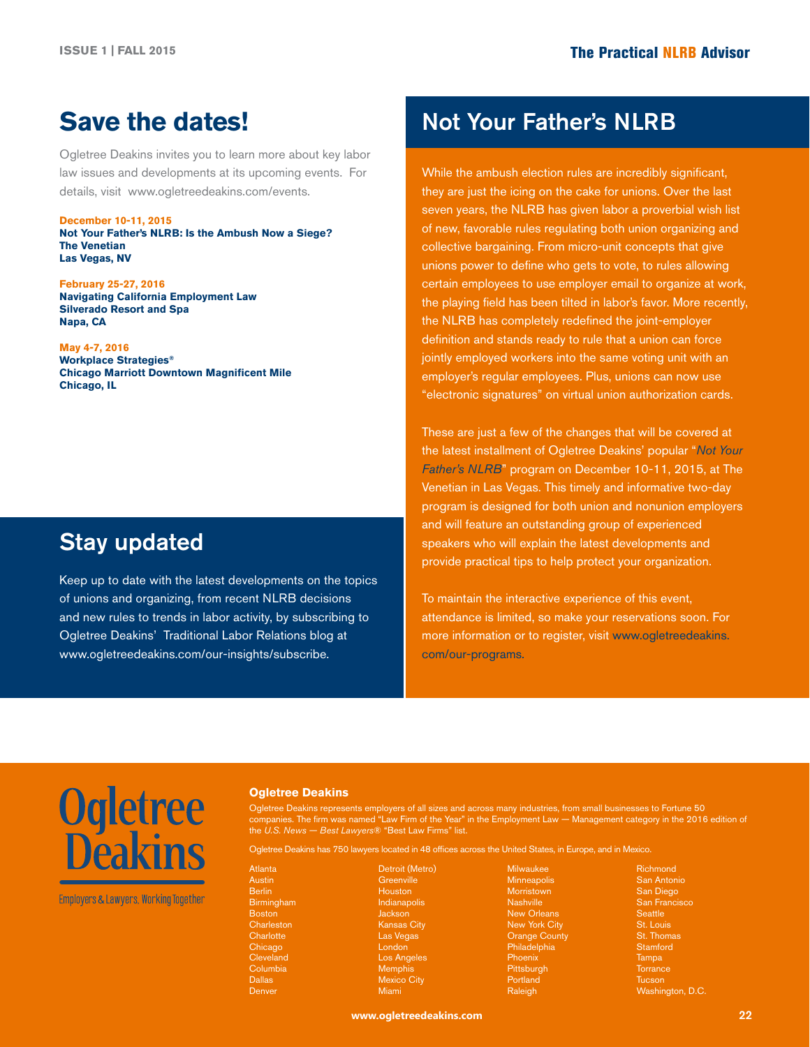## Save the dates!

Ogletree Deakins invites you to learn more about key labor law issues and developments at its upcoming events. For details, visit www.ogletreedeakins.com/events.

**December 10-11, 2015**
**Not Your Father's NLRB: Is the Ambush Now a Siege?**
**The Venetian**
**Las Vegas, NV**

**February 25-27, 2016**
**Navigating California Employment Law**
**Silverado Resort and Spa**
**Napa, CA**

**May 4-7, 2016**
**Workplace Strategies®**
**Chicago Marriott Downtown Magnificent Mile**
**Chicago, IL**

## Stay updated

Keep up to date with the latest developments on the topics of unions and organizing, from recent NLRB decisions and new rules to trends in labor activity, by subscribing to Ogletree Deakins' Traditional Labor Relations blog at www.ogletreedeakins.com/our-insights/subscribe.

## Not Your Father's NLRB

While the ambush election rules are incredibly significant, they are just the icing on the cake for unions. Over the last seven years, the NLRB has given labor a proverbial wish list of new, favorable rules regulating both union organizing and collective bargaining. From micro-unit concepts that give unions power to define who gets to vote, to rules allowing certain employees to use employer email to organize at work, the playing field has been tilted in labor's favor. More recently, the NLRB has completely redefined the joint-employer definition and stands ready to rule that a union can force jointly employed workers into the same voting unit with an employer's regular employees. Plus, unions can now use "electronic signatures" on virtual union authorization cards.

These are just a few of the changes that will be covered at the latest installment of Ogletree Deakins' popular "*Not Your Father's NLRB*" program on December 10-11, 2015, at The Venetian in Las Vegas. This timely and informative two-day program is designed for both union and nonunion employers and will feature an outstanding group of experienced speakers who will explain the latest developments and provide practical tips to help protect your organization.

To maintain the interactive experience of this event, attendance is limited, so make your reservations soon. For more information or to register, visit www.ogletreedeakins.com/our-programs.

Ogletree Deakins

Employers & Lawyers, Working Together

**Ogletree Deakins**

Ogletree Deakins represents employers of all sizes and across many industries, from small businesses to Fortune 50 companies. The firm was named "Law Firm of the Year" in the Employment Law — Management category in the 2016 edition of the *U.S. News — Best Lawyers®* "Best Law Firms" list.

Ogletree Deakins has 750 lawyers located in 48 offices across the United States, in Europe, and in Mexico.

Atlanta
Austin
Berlin
Birmingham
Boston
Charleston
Charlotte
Chicago
Cleveland
Columbia
Dallas
Denver
Detroit (Metro)
Greenville
Houston
Indianapolis
Jackson
Kansas City
Las Vegas
London
Los Angeles
Memphis
Mexico City
Miami
Milwaukee
Minneapolis
Morristown
Nashville
New Orleans
New York City
Orange County
Philadelphia
Phoenix
Pittsburgh
Portland
Raleigh
Richmond
San Antonio
San Diego
San Francisco
Seattle
St. Louis
St. Thomas
Stamford
Tampa
Torrance
Tucson
Washington, D.C.

www.ogletreedeakins.com